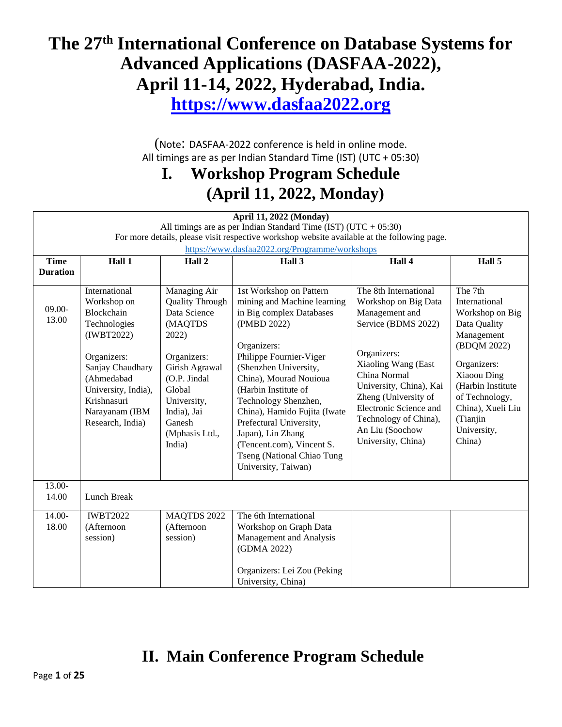# The 27th International Conference on Database Systems for Advanced Applications (DASFAA-2022), April 11-14, 2022, Hyderabad, India.

## https://www.dasfaa2022.org

(Note: DASFAA-2022 conference is held in online mode.
All timings are as per Indian Standard Time (IST) (UTC + 05:30)

# I. Workshop Program Schedule (April 11, 2022, Monday)

**April 11, 2022 (Monday)**
All timings are as per Indian Standard Time (IST) (UTC + 05:30)
For more details, please visit respective workshop website available at the following page.
https://www.dasfaa2022.org/Programme/workshops

| Time Duration | Hall 1 | Hall 2 | Hall 3 | Hall 4 | Hall 5 |
|---|---|---|---|---|---|
| 09.00-13.00 | International Workshop on Blockchain Technologies (IWBT2022)<br><br>Organizers: Sanjay Chaudhary (Ahmedabad University, India), Krishnasuri Narayanam (IBM Research, India) | Managing Air Quality Through Data Science (MAQTDS 2022)<br><br>Organizers: Girish Agrawal (O.P. Jindal Global University, India), Jai Ganesh (Mphasis Ltd., India) | 1st Workshop on Pattern mining and Machine learning in Big complex Databases (PMBD 2022)<br><br>Organizers: Philippe Fournier-Viger (Shenzhen University, China), Mourad Nouioua (Harbin Institute of Technology Shenzhen, China), Hamido Fujita (Iwate Prefectural University, Japan), Lin Zhang (Tencent.com), Vincent S. Tseng (National Chiao Tung University, Taiwan) | The 8th International Workshop on Big Data Management and Service (BDMS 2022)<br><br>Organizers: Xiaoling Wang (East China Normal University, China), Kai Zheng (University of Electronic Science and Technology of China), An Liu (Soochow University, China) | The 7th International Workshop on Big Data Quality Management (BDQM 2022)<br><br>Organizers: Xiaoou Ding (Harbin Institute of Technology, China), Xueli Liu (Tianjin University, China) |
| 13.00-14.00 | Lunch Break | | | | |
| 14.00-18.00 | IWBT2022 (Afternoon session) | MAQTDS 2022 (Afternoon session) | The 6th International Workshop on Graph Data Management and Analysis (GDMA 2022)<br><br>Organizers: Lei Zou (Peking University, China) | | |

# II. Main Conference Program Schedule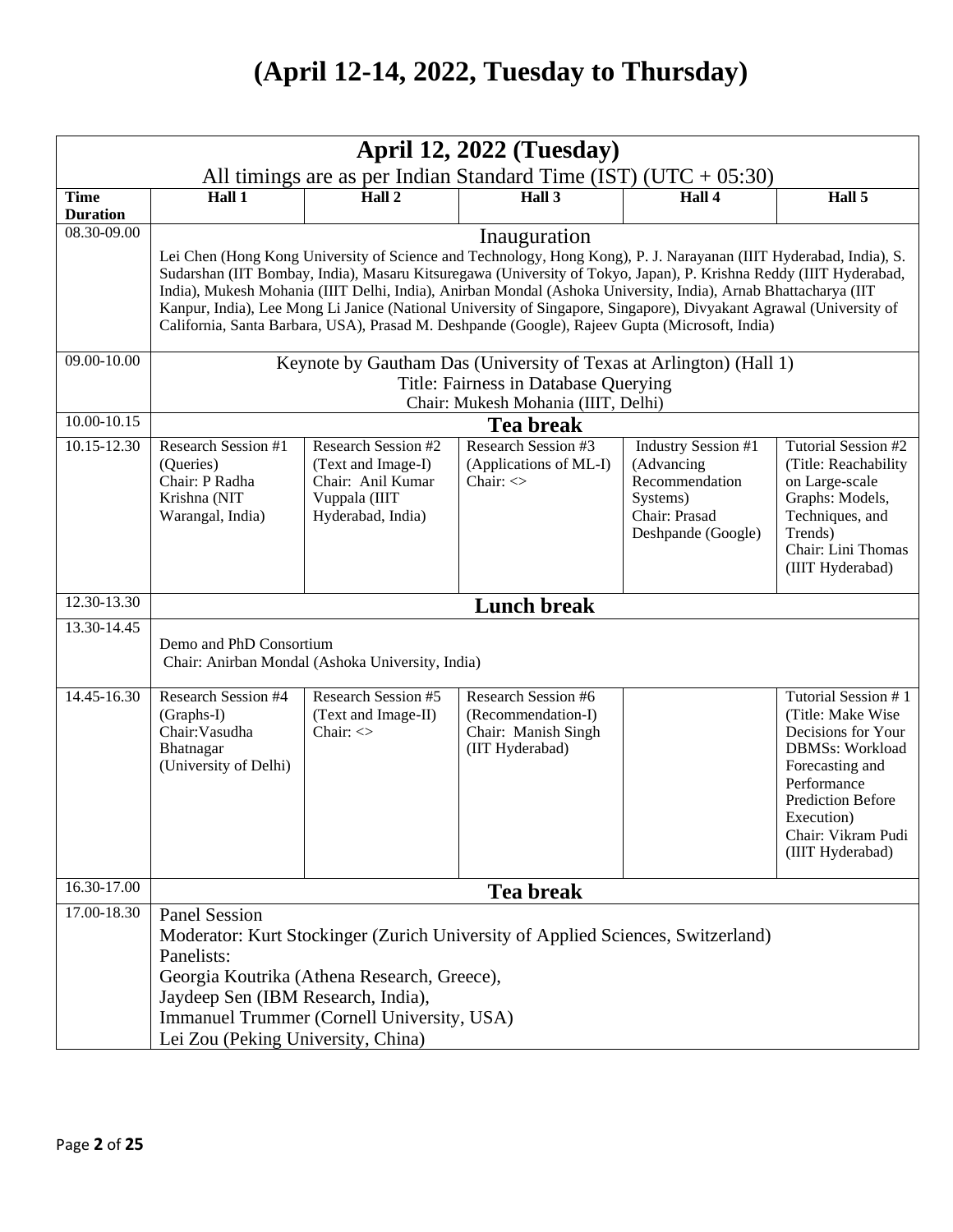# (April 12-14, 2022, Tuesday to Thursday)

| April 12, 2022 (Tuesday) All timings are as per Indian Standard Time (IST) (UTC + 05:30) | | | | | |
|---|---|---|---|---|---|
| **Time Duration** | **Hall 1** | **Hall 2** | **Hall 3** | **Hall 4** | **Hall 5** |
| 08.30-09.00 | Inauguration<br>Lei Chen (Hong Kong University of Science and Technology, Hong Kong), P. J. Narayanan (IIIT Hyderabad, India), S. Sudarshan (IIT Bombay, India), Masaru Kitsuregawa (University of Tokyo, Japan), P. Krishna Reddy (IIIT Hyderabad, India), Mukesh Mohania (IIIT Delhi, India), Anirban Mondal (Ashoka University, India), Arnab Bhattacharya (IIT Kanpur, India), Lee Mong Li Janice (National University of Singapore, Singapore), Divyakant Agrawal (University of California, Santa Barbara, USA), Prasad M. Deshpande (Google), Rajeev Gupta (Microsoft, India) | | | | |
| 09.00-10.00 | Keynote by Gautham Das (University of Texas at Arlington) (Hall 1)<br>Title: Fairness in Database Querying<br>Chair: Mukesh Mohania (IIIT, Delhi) | | | | |
| 10.00-10.15 | **Tea break** | | | | |
| 10.15-12.30 | Research Session #1 (Queries)<br>Chair: P Radha Krishna (NIT Warangal, India) | Research Session #2 (Text and Image-I)<br>Chair: Anil Kumar Vuppala (IIIT Hyderabad, India) | Research Session #3 (Applications of ML-I)<br>Chair: <> | Industry Session #1 (Advancing Recommendation Systems)<br>Chair: Prasad Deshpande (Google) | Tutorial Session #2 (Title: Reachability on Large-scale Graphs: Models, Techniques, and Trends)<br>Chair: Lini Thomas (IIIT Hyderabad) |
| 12.30-13.30 | **Lunch break** | | | | |
| 13.30-14.45 | Demo and PhD Consortium<br>Chair: Anirban Mondal (Ashoka University, India) | | | | |
| 14.45-16.30 | Research Session #4 (Graphs-I)<br>Chair: Vasudha Bhatnagar (University of Delhi) | Research Session #5 (Text and Image-II)<br>Chair: <> | Research Session #6 (Recommendation-I)<br>Chair: Manish Singh (IIT Hyderabad) | | Tutorial Session # 1 (Title: Make Wise Decisions for Your DBMSs: Workload Forecasting and Performance Prediction Before Execution)<br>Chair: Vikram Pudi (IIIT Hyderabad) |
| 16.30-17.00 | **Tea break** | | | | |
| 17.00-18.30 | Panel Session<br>Moderator: Kurt Stockinger (Zurich University of Applied Sciences, Switzerland)<br>Panelists:<br>Georgia Koutrika (Athena Research, Greece),<br>Jaydeep Sen (IBM Research, India),<br>Immanuel Trummer (Cornell University, USA)<br>Lei Zou (Peking University, China) | | | | |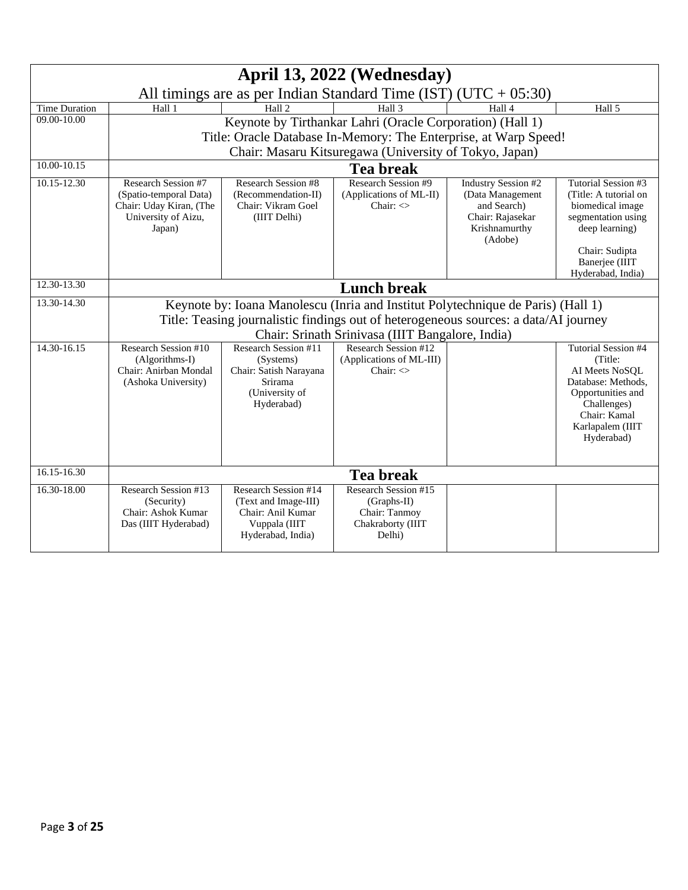| April 13, 2022 (Wednesday)<br>All timings are as per Indian Standard Time (IST) (UTC + 05:30) | | | | | |
|---|---|---|---|---|---|
| Time Duration | Hall 1 | Hall 2 | Hall 3 | Hall 4 | Hall 5 |
| 09.00-10.00 | Keynote by Tirthankar Lahri (Oracle Corporation) (Hall 1)<br>Title: Oracle Database In-Memory: The Enterprise, at Warp Speed!<br>Chair: Masaru Kitsuregawa (University of Tokyo, Japan) | | | | |
| 10.00-10.15 | **Tea break** | | | | |
| 10.15-12.30 | Research Session #7 (Spatio-temporal Data) Chair: Uday Kiran, (The University of Aizu, Japan) | Research Session #8 (Recommendation-II) Chair: Vikram Goel (IIIT Delhi) | Research Session #9 (Applications of ML-II) Chair: <> | Industry Session #2 (Data Management and Search) Chair: Rajasekar Krishnamurthy (Adobe) | Tutorial Session #3 (Title: A tutorial on biomedical image segmentation using deep learning)<br><br>Chair: Sudipta Banerjee (IIIT Hyderabad, India) |
| 12.30-13.30 | **Lunch break** | | | | |
| 13.30-14.30 | Keynote by: Ioana Manolescu (Inria and Institut Polytechnique de Paris) (Hall 1)<br>Title: Teasing journalistic findings out of heterogeneous sources: a data/AI journey<br>Chair: Srinath Srinivasa (IIIT Bangalore, India) | | | | |
| 14.30-16.15 | Research Session #10 (Algorithms-I) Chair: Anirban Mondal (Ashoka University) | Research Session #11 (Systems) Chair: Satish Narayana Srirama (University of Hyderabad) | Research Session #12 (Applications of ML-III) Chair: <> | | Tutorial Session #4 (Title: AI Meets NoSQL Database: Methods, Opportunities and Challenges) Chair: Kamal Karlapalem (IIIT Hyderabad) |
| 16.15-16.30 | **Tea break** | | | | |
| 16.30-18.00 | Research Session #13 (Security) Chair: Ashok Kumar Das (IIIT Hyderabad) | Research Session #14 (Text and Image-III) Chair: Anil Kumar Vuppala (IIIT Hyderabad, India) | Research Session #15 (Graphs-II) Chair: Tanmoy Chakraborty (IIIT Delhi) | | |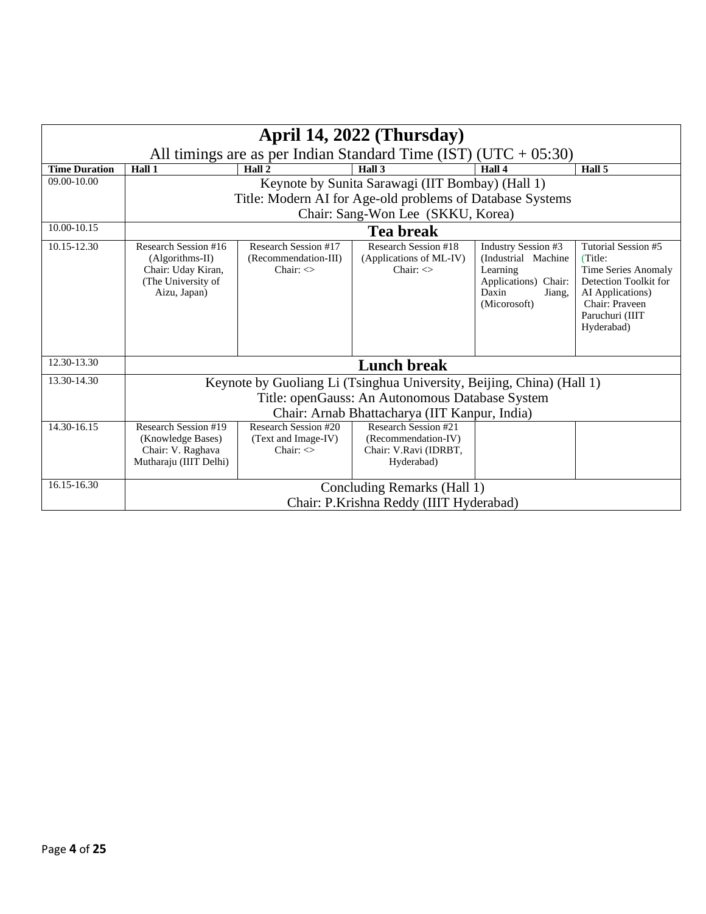| April 14, 2022 (Thursday) All timings are as per Indian Standard Time (IST) (UTC + 05:30) | | | | | |
|---|---|---|---|---|---|
| **Time Duration** | **Hall 1** | **Hall 2** | **Hall 3** | **Hall 4** | **Hall 5** |
| 09.00-10.00 | Keynote by Sunita Sarawagi (IIT Bombay) (Hall 1) Title: Modern AI for Age-old problems of Database Systems Chair: Sang-Won Lee (SKKU, Korea) | | | | |
| 10.00-10.15 | **Tea break** | | | | |
| 10.15-12.30 | Research Session #16 (Algorithms-II) Chair: Uday Kiran, (The University of Aizu, Japan) | Research Session #17 (Recommendation-III) Chair: <> | Research Session #18 (Applications of ML-IV) Chair: <> | Industry Session #3 (Industrial Machine Learning Applications) Chair: Daxin Jiang, (Micorosoft) | Tutorial Session #5 (Title: Time Series Anomaly Detection Toolkit for AI Applications) Chair: Praveen Paruchuri (IIIT Hyderabad) |
| 12.30-13.30 | **Lunch break** | | | | |
| 13.30-14.30 | Keynote by Guoliang Li (Tsinghua University, Beijing, China) (Hall 1) Title: openGauss: An Autonomous Database System Chair: Arnab Bhattacharya (IIT Kanpur, India) | | | | |
| 14.30-16.15 | Research Session #19 (Knowledge Bases) Chair: V. Raghava Mutharaju (IIIT Delhi) | Research Session #20 (Text and Image-IV) Chair: <> | Research Session #21 (Recommendation-IV) Chair: V.Ravi (IDRBT, Hyderabad) | | |
| 16.15-16.30 | Concluding Remarks (Hall 1) Chair: P.Krishna Reddy (IIIT Hyderabad) | | | | |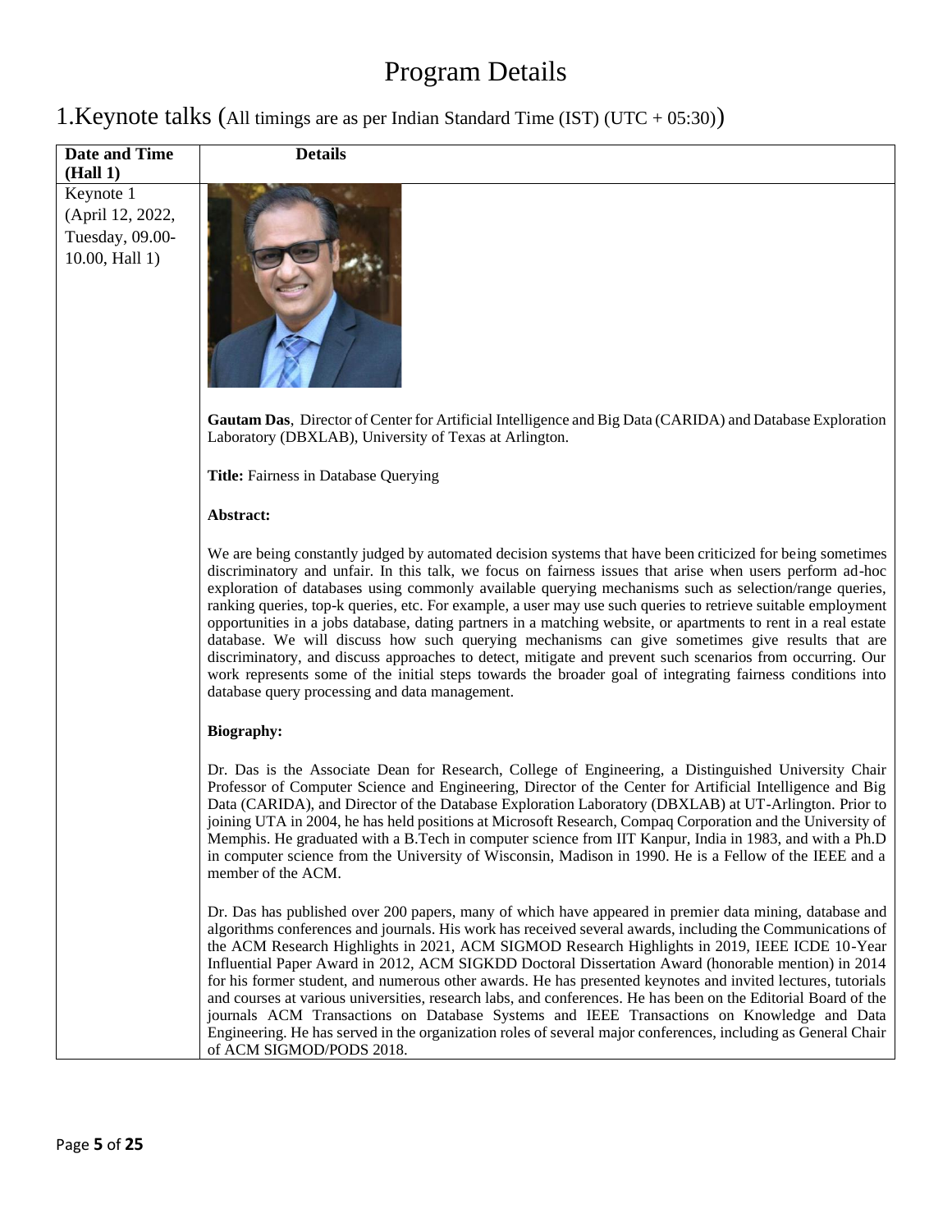# Program Details

## 1.Keynote talks (All timings are as per Indian Standard Time (IST) (UTC + 05:30))

| Date and Time (Hall 1) | Details |
|---|---|
| Keynote 1 (April 12, 2022, Tuesday, 09.00-10.00, Hall 1) | **Gautam Das**, Director of Center for Artificial Intelligence and Big Data (CARIDA) and Database Exploration Laboratory (DBXLAB), University of Texas at Arlington.<br><br>**Title:** Fairness in Database Querying<br><br>**Abstract:**<br><br>We are being constantly judged by automated decision systems that have been criticized for being sometimes discriminatory and unfair. In this talk, we focus on fairness issues that arise when users perform ad-hoc exploration of databases using commonly available querying mechanisms such as selection/range queries, ranking queries, top-k queries, etc. For example, a user may use such queries to retrieve suitable employment opportunities in a jobs database, dating partners in a matching website, or apartments to rent in a real estate database. We will discuss how such querying mechanisms can give sometimes give results that are discriminatory, and discuss approaches to detect, mitigate and prevent such scenarios from occurring. Our work represents some of the initial steps towards the broader goal of integrating fairness conditions into database query processing and data management.<br><br>**Biography:**<br><br>Dr. Das is the Associate Dean for Research, College of Engineering, a Distinguished University Chair Professor of Computer Science and Engineering, Director of the Center for Artificial Intelligence and Big Data (CARIDA), and Director of the Database Exploration Laboratory (DBXLAB) at UT-Arlington. Prior to joining UTA in 2004, he has held positions at Microsoft Research, Compaq Corporation and the University of Memphis. He graduated with a B.Tech in computer science from IIT Kanpur, India in 1983, and with a Ph.D in computer science from the University of Wisconsin, Madison in 1990. He is a Fellow of the IEEE and a member of the ACM.<br><br>Dr. Das has published over 200 papers, many of which have appeared in premier data mining, database and algorithms conferences and journals. His work has received several awards, including the Communications of the ACM Research Highlights in 2021, ACM SIGMOD Research Highlights in 2019, IEEE ICDE 10-Year Influential Paper Award in 2012, ACM SIGKDD Doctoral Dissertation Award (honorable mention) in 2014 for his former student, and numerous other awards. He has presented keynotes and invited lectures, tutorials and courses at various universities, research labs, and conferences. He has been on the Editorial Board of the journals ACM Transactions on Database Systems and IEEE Transactions on Knowledge and Data Engineering. He has served in the organization roles of several major conferences, including as General Chair of ACM SIGMOD/PODS 2018. |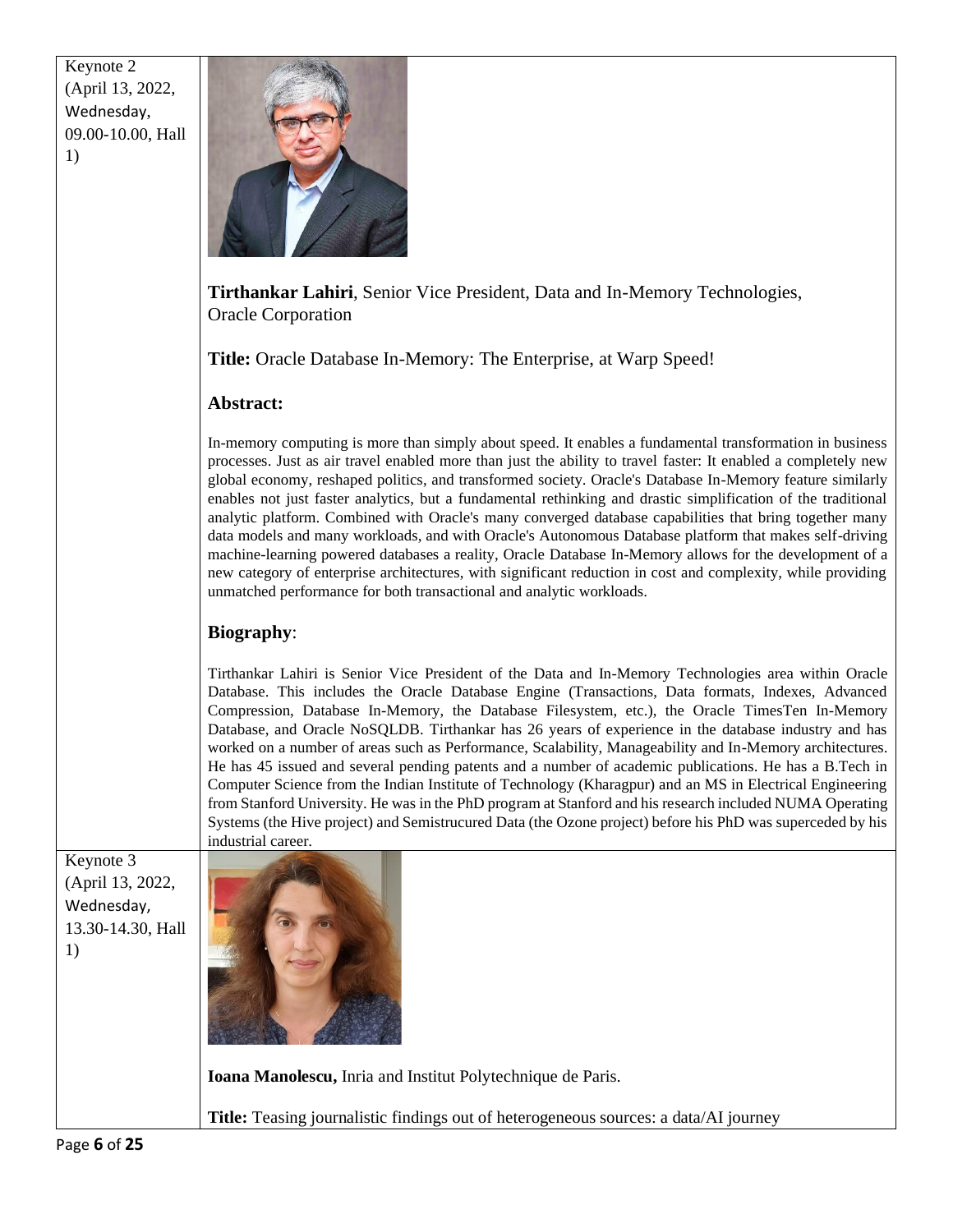| | |
|---|---|
| Keynote 2 (April 13, 2022, Wednesday, 09.00-10.00, Hall 1) | **Tirthankar Lahiri**, Senior Vice President, Data and In-Memory Technologies, Oracle Corporation<br><br>**Title:** Oracle Database In-Memory: The Enterprise, at Warp Speed!<br><br>**Abstract:**<br><br>In-memory computing is more than simply about speed. It enables a fundamental transformation in business processes. Just as air travel enabled more than just the ability to travel faster: It enabled a completely new global economy, reshaped politics, and transformed society. Oracle's Database In-Memory feature similarly enables not just faster analytics, but a fundamental rethinking and drastic simplification of the traditional analytic platform. Combined with Oracle's many converged database capabilities that bring together many data models and many workloads, and with Oracle's Autonomous Database platform that makes self-driving machine-learning powered databases a reality, Oracle Database In-Memory allows for the development of a new category of enterprise architectures, with significant reduction in cost and complexity, while providing unmatched performance for both transactional and analytic workloads.<br><br>**Biography**:<br><br>Tirthankar Lahiri is Senior Vice President of the Data and In-Memory Technologies area within Oracle Database. This includes the Oracle Database Engine (Transactions, Data formats, Indexes, Advanced Compression, Database In-Memory, the Database Filesystem, etc.), the Oracle TimesTen In-Memory Database, and Oracle NoSQLDB. Tirthankar has 26 years of experience in the database industry and has worked on a number of areas such as Performance, Scalability, Manageability and In-Memory architectures. He has 45 issued and several pending patents and a number of academic publications. He has a B.Tech in Computer Science from the Indian Institute of Technology (Kharagpur) and an MS in Electrical Engineering from Stanford University. He was in the PhD program at Stanford and his research included NUMA Operating Systems (the Hive project) and Semistrucured Data (the Ozone project) before his PhD was superceded by his industrial career. |
| Keynote 3 (April 13, 2022, Wednesday, 13.30-14.30, Hall 1) | **Ioana Manolescu,** Inria and Institut Polytechnique de Paris.<br><br>**Title:** Teasing journalistic findings out of heterogeneous sources: a data/AI journey |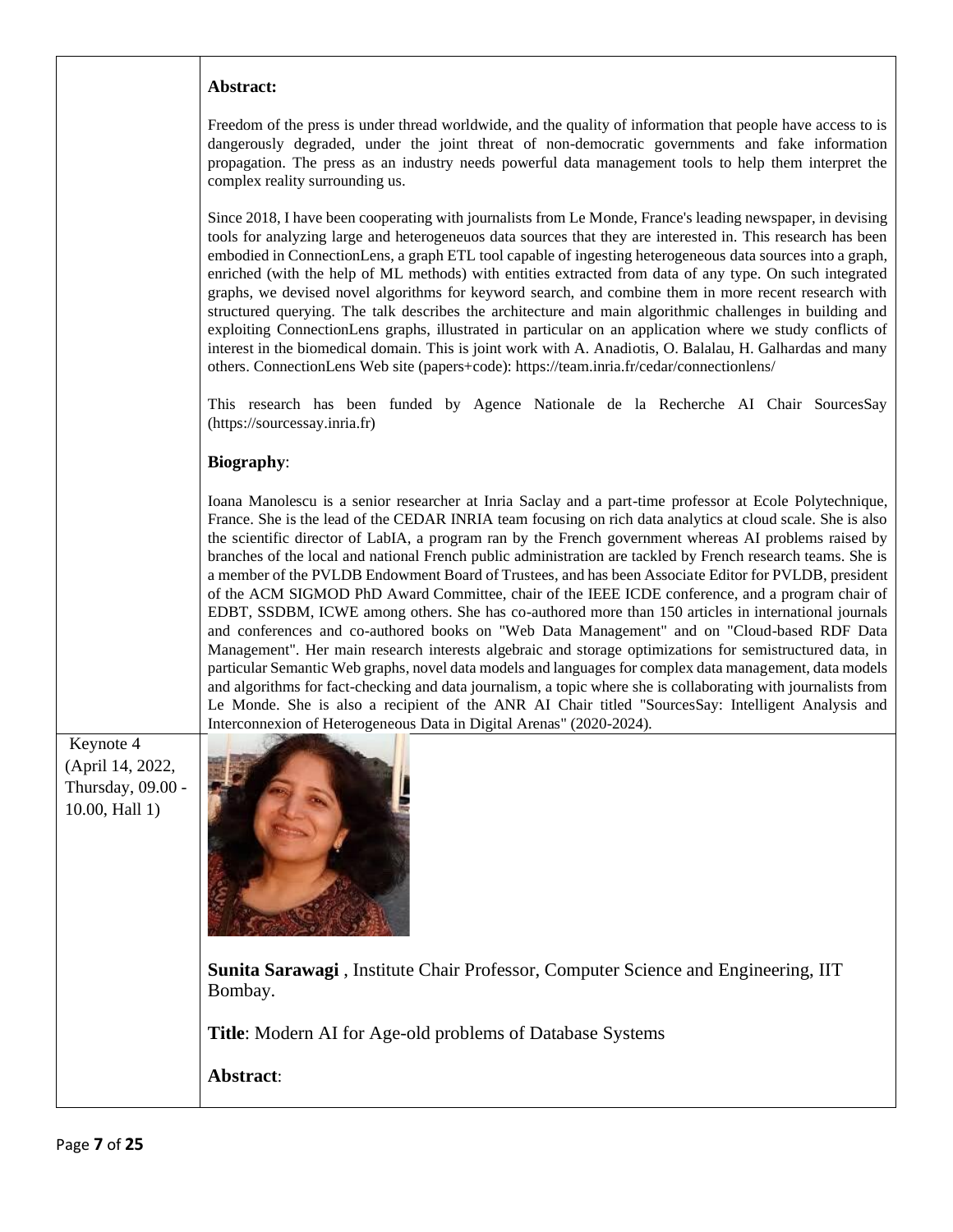|  |  |
|---|---|
|  | **Abstract:**<br><br>Freedom of the press is under thread worldwide, and the quality of information that people have access to is dangerously degraded, under the joint threat of non-democratic governments and fake information propagation. The press as an industry needs powerful data management tools to help them interpret the complex reality surrounding us.<br><br>Since 2018, I have been cooperating with journalists from Le Monde, France's leading newspaper, in devising tools for analyzing large and heterogeneuos data sources that they are interested in. This research has been embodied in ConnectionLens, a graph ETL tool capable of ingesting heterogeneous data sources into a graph, enriched (with the help of ML methods) with entities extracted from data of any type. On such integrated graphs, we devised novel algorithms for keyword search, and combine them in more recent research with structured querying. The talk describes the architecture and main algorithmic challenges in building and exploiting ConnectionLens graphs, illustrated in particular on an application where we study conflicts of interest in the biomedical domain. This is joint work with A. Anadiotis, O. Balalau, H. Galhardas and many others. ConnectionLens Web site (papers+code): https://team.inria.fr/cedar/connectionlens/<br><br>This research has been funded by Agence Nationale de la Recherche AI Chair SourcesSay (https://sourcessay.inria.fr)<br><br>**Biography**:<br><br>Ioana Manolescu is a senior researcher at Inria Saclay and a part-time professor at Ecole Polytechnique, France. She is the lead of the CEDAR INRIA team focusing on rich data analytics at cloud scale. She is also the scientific director of LabIA, a program ran by the French government whereas AI problems raised by branches of the local and national French public administration are tackled by French research teams. She is a member of the PVLDB Endowment Board of Trustees, and has been Associate Editor for PVLDB, president of the ACM SIGMOD PhD Award Committee, chair of the IEEE ICDE conference, and a program chair of EDBT, SSDBM, ICWE among others. She has co-authored more than 150 articles in international journals and conferences and co-authored books on "Web Data Management" and on "Cloud-based RDF Data Management". Her main research interests algebraic and storage optimizations for semistructured data, in particular Semantic Web graphs, novel data models and languages for complex data management, data models and algorithms for fact-checking and data journalism, a topic where she is collaborating with journalists from Le Monde. She is also a recipient of the ANR AI Chair titled "SourcesSay: Intelligent Analysis and Interconnexion of Heterogeneous Data in Digital Arenas" (2020-2024). |
| Keynote 4 (April 14, 2022, Thursday, 09.00 - 10.00, Hall 1) | **Sunita Sarawagi** , Institute Chair Professor, Computer Science and Engineering, IIT Bombay.<br><br>**Title**: Modern AI for Age-old problems of Database Systems<br><br>**Abstract**: |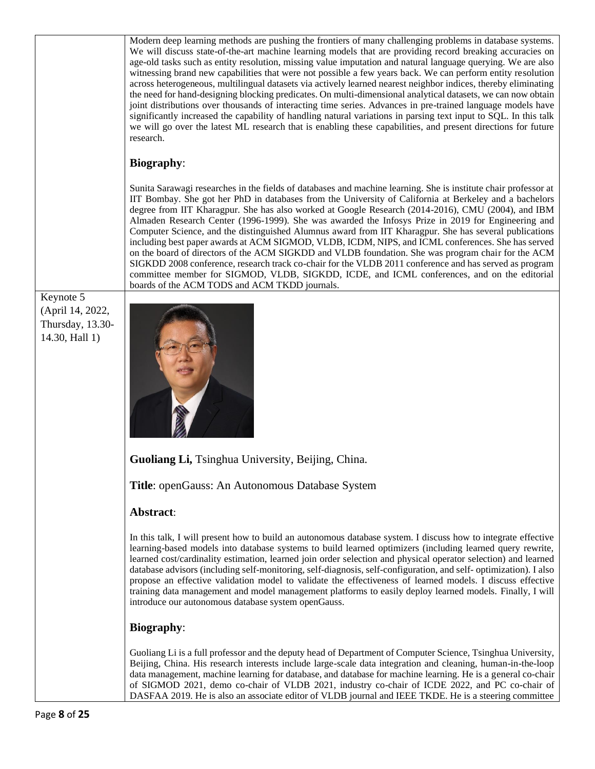Modern deep learning methods are pushing the frontiers of many challenging problems in database systems. We will discuss state-of-the-art machine learning models that are providing record breaking accuracies on age-old tasks such as entity resolution, missing value imputation and natural language querying. We are also witnessing brand new capabilities that were not possible a few years back. We can perform entity resolution across heterogeneous, multilingual datasets via actively learned nearest neighbor indices, thereby eliminating the need for hand-designing blocking predicates. On multi-dimensional analytical datasets, we can now obtain joint distributions over thousands of interacting time series. Advances in pre-trained language models have significantly increased the capability of handling natural variations in parsing text input to SQL. In this talk we will go over the latest ML research that is enabling these capabilities, and present directions for future research.

### Biography:

Sunita Sarawagi researches in the fields of databases and machine learning. She is institute chair professor at IIT Bombay. She got her PhD in databases from the University of California at Berkeley and a bachelors degree from IIT Kharagpur. She has also worked at Google Research (2014-2016), CMU (2004), and IBM Almaden Research Center (1996-1999). She was awarded the Infosys Prize in 2019 for Engineering and Computer Science, and the distinguished Alumnus award from IIT Kharagpur. She has several publications including best paper awards at ACM SIGMOD, VLDB, ICDM, NIPS, and ICML conferences. She has served on the board of directors of the ACM SIGKDD and VLDB foundation. She was program chair for the ACM SIGKDD 2008 conference, research track co-chair for the VLDB 2011 conference and has served as program committee member for SIGMOD, VLDB, SIGKDD, ICDE, and ICML conferences, and on the editorial boards of the ACM TODS and ACM TKDD journals.

## Keynote 5 (April 14, 2022, Thursday, 13.30-14.30, Hall 1)

**Guoliang Li,** Tsinghua University, Beijing, China.

**Title**: openGauss: An Autonomous Database System

### Abstract:

In this talk, I will present how to build an autonomous database system. I discuss how to integrate effective learning-based models into database systems to build learned optimizers (including learned query rewrite, learned cost/cardinality estimation, learned join order selection and physical operator selection) and learned database advisors (including self-monitoring, self-diagnosis, self-configuration, and self- optimization). I also propose an effective validation model to validate the effectiveness of learned models. I discuss effective training data management and model management platforms to easily deploy learned models. Finally, I will introduce our autonomous database system openGauss.

### Biography:

Guoliang Li is a full professor and the deputy head of Department of Computer Science, Tsinghua University, Beijing, China. His research interests include large-scale data integration and cleaning, human-in-the-loop data management, machine learning for database, and database for machine learning. He is a general co-chair of SIGMOD 2021, demo co-chair of VLDB 2021, industry co-chair of ICDE 2022, and PC co-chair of DASFAA 2019. He is also an associate editor of VLDB journal and IEEE TKDE. He is a steering committee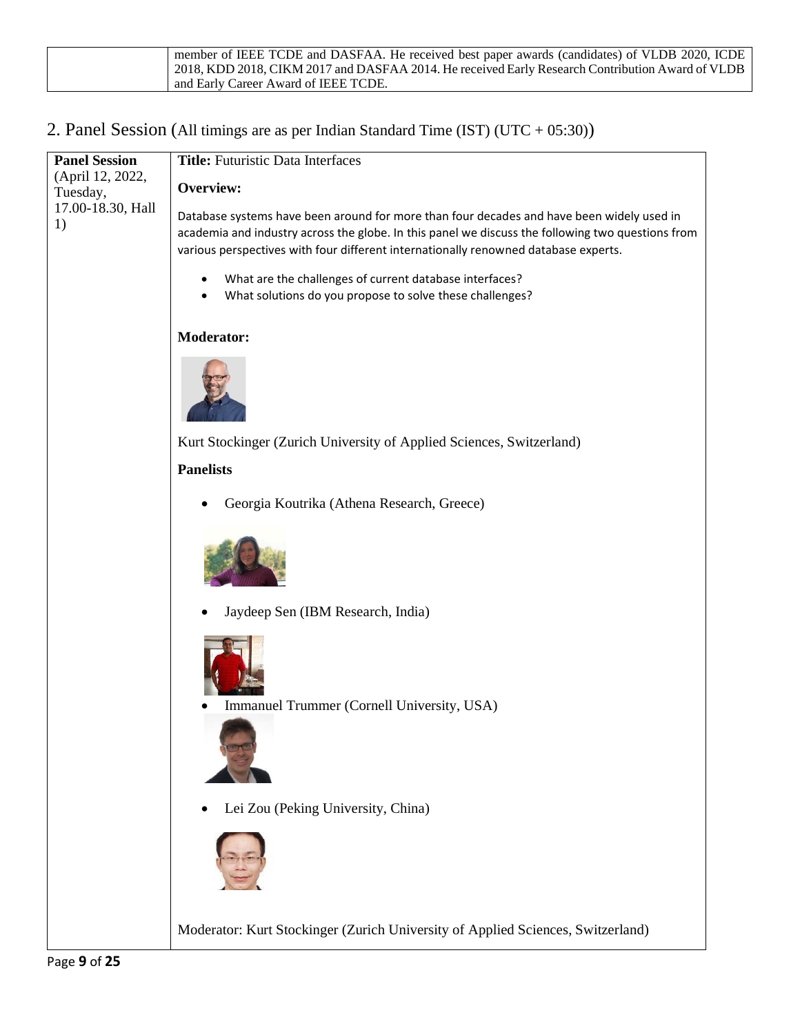| | member of IEEE TCDE and DASFAA. He received best paper awards (candidates) of VLDB 2020, ICDE 2018, KDD 2018, CIKM 2017 and DASFAA 2014. He received Early Research Contribution Award of VLDB and Early Career Award of IEEE TCDE. |
|---|---|

## 2. Panel Session (All timings are as per Indian Standard Time (IST) (UTC + 05:30))

| **Panel Session** (April 12, 2022, Tuesday, 17.00-18.30, Hall 1) | **Title:** Futuristic Data Interfaces<br><br>**Overview:**<br><br>Database systems have been around for more than four decades and have been widely used in academia and industry across the globe. In this panel we discuss the following two questions from various perspectives with four different internationally renowned database experts.<br><br>• What are the challenges of current database interfaces?<br>• What solutions do you propose to solve these challenges?<br><br>**Moderator:**<br><br>Kurt Stockinger (Zurich University of Applied Sciences, Switzerland)<br><br>**Panelists**<br><br>• Georgia Koutrika (Athena Research, Greece)<br>• Jaydeep Sen (IBM Research, India)<br>• Immanuel Trummer (Cornell University, USA)<br>• Lei Zou (Peking University, China)<br><br>Moderator: Kurt Stockinger (Zurich University of Applied Sciences, Switzerland) |
|---|---|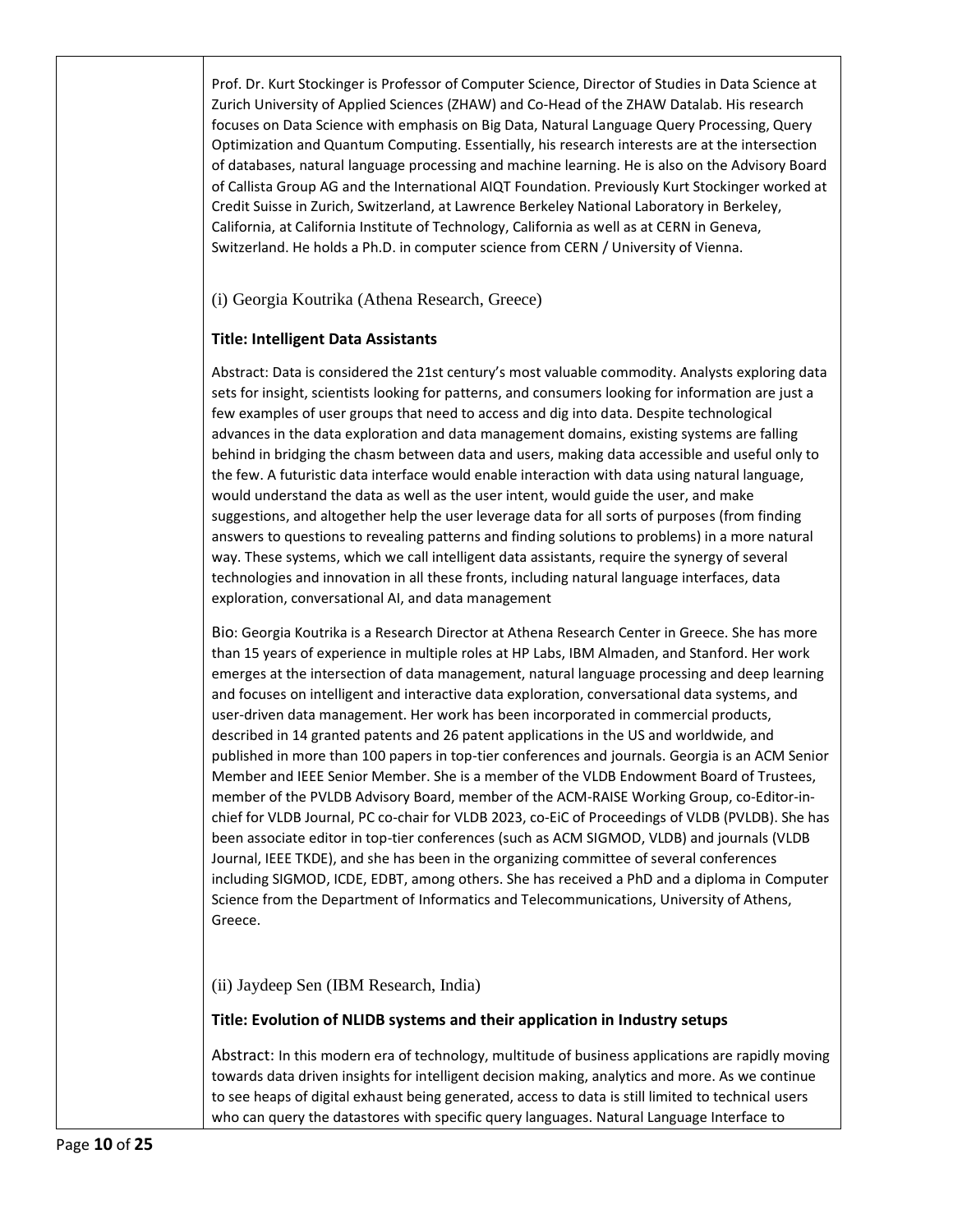Prof. Dr. Kurt Stockinger is Professor of Computer Science, Director of Studies in Data Science at Zurich University of Applied Sciences (ZHAW) and Co-Head of the ZHAW Datalab. His research focuses on Data Science with emphasis on Big Data, Natural Language Query Processing, Query Optimization and Quantum Computing. Essentially, his research interests are at the intersection of databases, natural language processing and machine learning. He is also on the Advisory Board of Callista Group AG and the International AIQT Foundation. Previously Kurt Stockinger worked at Credit Suisse in Zurich, Switzerland, at Lawrence Berkeley National Laboratory in Berkeley, California, at California Institute of Technology, California as well as at CERN in Geneva, Switzerland. He holds a Ph.D. in computer science from CERN / University of Vienna.

(i) Georgia Koutrika (Athena Research, Greece)

**Title: Intelligent Data Assistants**

Abstract: Data is considered the 21st century's most valuable commodity. Analysts exploring data sets for insight, scientists looking for patterns, and consumers looking for information are just a few examples of user groups that need to access and dig into data. Despite technological advances in the data exploration and data management domains, existing systems are falling behind in bridging the chasm between data and users, making data accessible and useful only to the few. A futuristic data interface would enable interaction with data using natural language, would understand the data as well as the user intent, would guide the user, and make suggestions, and altogether help the user leverage data for all sorts of purposes (from finding answers to questions to revealing patterns and finding solutions to problems) in a more natural way. These systems, which we call intelligent data assistants, require the synergy of several technologies and innovation in all these fronts, including natural language interfaces, data exploration, conversational AI, and data management

Bio: Georgia Koutrika is a Research Director at Athena Research Center in Greece. She has more than 15 years of experience in multiple roles at HP Labs, IBM Almaden, and Stanford. Her work emerges at the intersection of data management, natural language processing and deep learning and focuses on intelligent and interactive data exploration, conversational data systems, and user-driven data management. Her work has been incorporated in commercial products, described in 14 granted patents and 26 patent applications in the US and worldwide, and published in more than 100 papers in top-tier conferences and journals. Georgia is an ACM Senior Member and IEEE Senior Member. She is a member of the VLDB Endowment Board of Trustees, member of the PVLDB Advisory Board, member of the ACM-RAISE Working Group, co-Editor-in-chief for VLDB Journal, PC co-chair for VLDB 2023, co-EiC of Proceedings of VLDB (PVLDB). She has been associate editor in top-tier conferences (such as ACM SIGMOD, VLDB) and journals (VLDB Journal, IEEE TKDE), and she has been in the organizing committee of several conferences including SIGMOD, ICDE, EDBT, among others. She has received a PhD and a diploma in Computer Science from the Department of Informatics and Telecommunications, University of Athens, Greece.

(ii) Jaydeep Sen (IBM Research, India)

**Title: Evolution of NLIDB systems and their application in Industry setups**

Abstract: In this modern era of technology, multitude of business applications are rapidly moving towards data driven insights for intelligent decision making, analytics and more. As we continue to see heaps of digital exhaust being generated, access to data is still limited to technical users who can query the datastores with specific query languages. Natural Language Interface to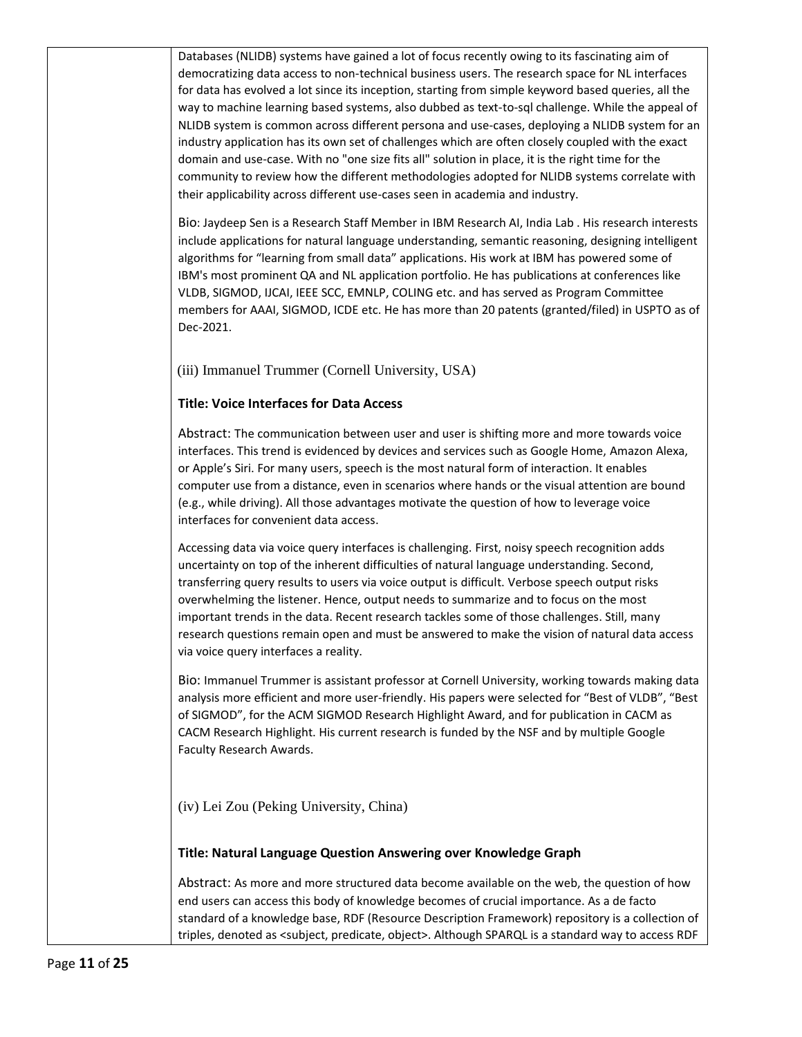Databases (NLIDB) systems have gained a lot of focus recently owing to its fascinating aim of democratizing data access to non-technical business users. The research space for NL interfaces for data has evolved a lot since its inception, starting from simple keyword based queries, all the way to machine learning based systems, also dubbed as text-to-sql challenge. While the appeal of NLIDB system is common across different persona and use-cases, deploying a NLIDB system for an industry application has its own set of challenges which are often closely coupled with the exact domain and use-case. With no "one size fits all" solution in place, it is the right time for the community to review how the different methodologies adopted for NLIDB systems correlate with their applicability across different use-cases seen in academia and industry.

Bio: Jaydeep Sen is a Research Staff Member in IBM Research AI, India Lab . His research interests include applications for natural language understanding, semantic reasoning, designing intelligent algorithms for "learning from small data" applications. His work at IBM has powered some of IBM's most prominent QA and NL application portfolio. He has publications at conferences like VLDB, SIGMOD, IJCAI, IEEE SCC, EMNLP, COLING etc. and has served as Program Committee members for AAAI, SIGMOD, ICDE etc. He has more than 20 patents (granted/filed) in USPTO as of Dec-2021.

(iii) Immanuel Trummer (Cornell University, USA)

**Title: Voice Interfaces for Data Access**

Abstract: The communication between user and user is shifting more and more towards voice interfaces. This trend is evidenced by devices and services such as Google Home, Amazon Alexa, or Apple's Siri. For many users, speech is the most natural form of interaction. It enables computer use from a distance, even in scenarios where hands or the visual attention are bound (e.g., while driving). All those advantages motivate the question of how to leverage voice interfaces for convenient data access.

Accessing data via voice query interfaces is challenging. First, noisy speech recognition adds uncertainty on top of the inherent difficulties of natural language understanding. Second, transferring query results to users via voice output is difficult. Verbose speech output risks overwhelming the listener. Hence, output needs to summarize and to focus on the most important trends in the data. Recent research tackles some of those challenges. Still, many research questions remain open and must be answered to make the vision of natural data access via voice query interfaces a reality.

Bio: Immanuel Trummer is assistant professor at Cornell University, working towards making data analysis more efficient and more user-friendly. His papers were selected for "Best of VLDB", "Best of SIGMOD", for the ACM SIGMOD Research Highlight Award, and for publication in CACM as CACM Research Highlight. His current research is funded by the NSF and by multiple Google Faculty Research Awards.

(iv) Lei Zou (Peking University, China)

**Title: Natural Language Question Answering over Knowledge Graph**

Abstract: As more and more structured data become available on the web, the question of how end users can access this body of knowledge becomes of crucial importance. As a de facto standard of a knowledge base, RDF (Resource Description Framework) repository is a collection of triples, denoted as <subject, predicate, object>. Although SPARQL is a standard way to access RDF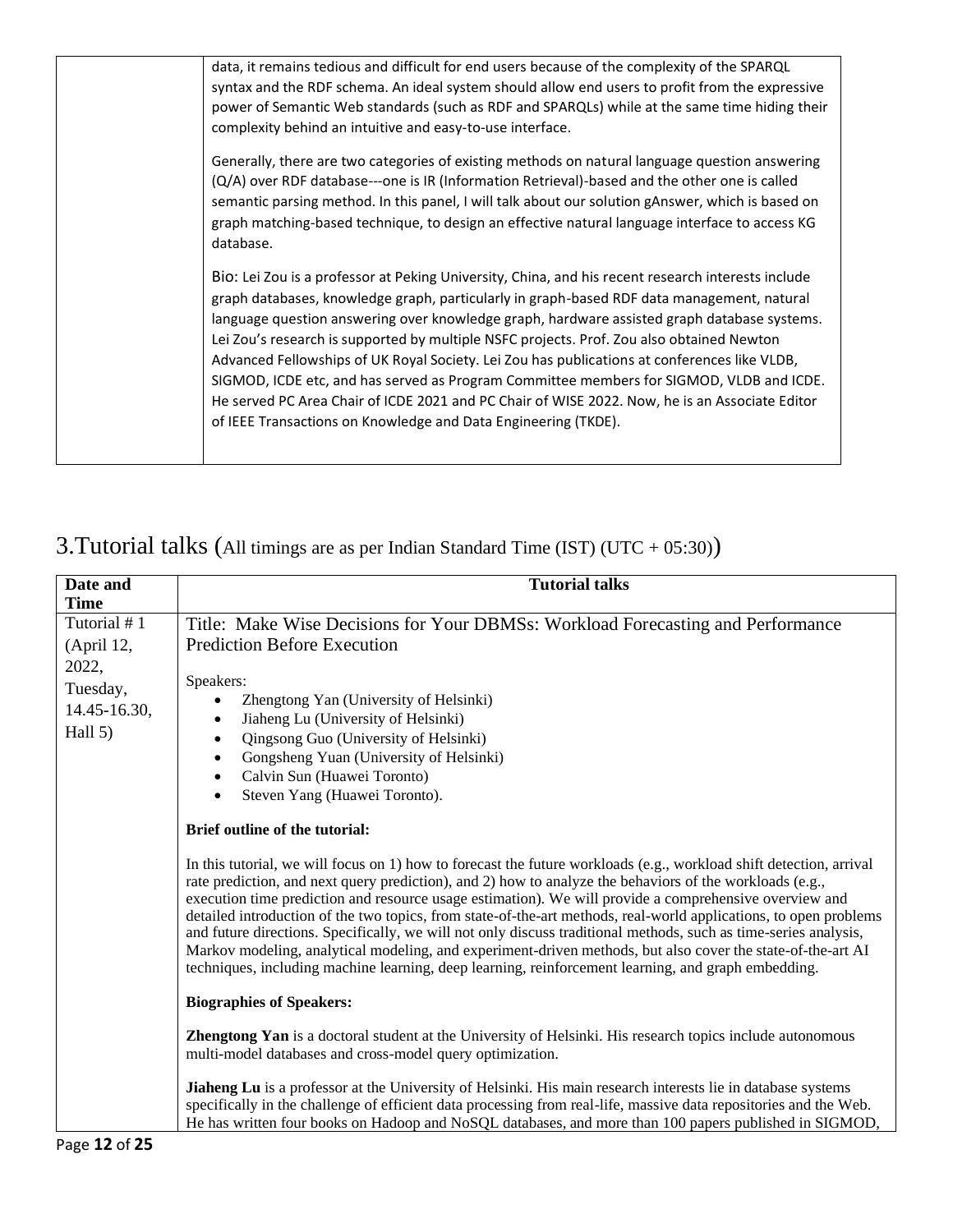| | |
|---|---|
| | data, it remains tedious and difficult for end users because of the complexity of the SPARQL syntax and the RDF schema. An ideal system should allow end users to profit from the expressive power of Semantic Web standards (such as RDF and SPARQLs) while at the same time hiding their complexity behind an intuitive and easy-to-use interface.<br><br>Generally, there are two categories of existing methods on natural language question answering (Q/A) over RDF database---one is IR (Information Retrieval)-based and the other one is called semantic parsing method. In this panel, I will talk about our solution gAnswer, which is based on graph matching-based technique, to design an effective natural language interface to access KG database.<br><br>Bio: Lei Zou is a professor at Peking University, China, and his recent research interests include graph databases, knowledge graph, particularly in graph-based RDF data management, natural language question answering over knowledge graph, hardware assisted graph database systems. Lei Zou's research is supported by multiple NSFC projects. Prof. Zou also obtained Newton Advanced Fellowships of UK Royal Society. Lei Zou has publications at conferences like VLDB, SIGMOD, ICDE etc, and has served as Program Committee members for SIGMOD, VLDB and ICDE. He served PC Area Chair of ICDE 2021 and PC Chair of WISE 2022. Now, he is an Associate Editor of IEEE Transactions on Knowledge and Data Engineering (TKDE). |

# 3.Tutorial talks (All timings are as per Indian Standard Time (IST) (UTC + 05:30))

| Date and Time | Tutorial talks |
|---|---|
| Tutorial # 1 (April 12, 2022, Tuesday, 14.45-16.30, Hall 5) | Title: Make Wise Decisions for Your DBMSs: Workload Forecasting and Performance Prediction Before Execution<br><br>Speakers:<br>• Zhengtong Yan (University of Helsinki)<br>• Jiaheng Lu (University of Helsinki)<br>• Qingsong Guo (University of Helsinki)<br>• Gongsheng Yuan (University of Helsinki)<br>• Calvin Sun (Huawei Toronto)<br>• Steven Yang (Huawei Toronto).<br><br>**Brief outline of the tutorial:**<br><br>In this tutorial, we will focus on 1) how to forecast the future workloads (e.g., workload shift detection, arrival rate prediction, and next query prediction), and 2) how to analyze the behaviors of the workloads (e.g., execution time prediction and resource usage estimation). We will provide a comprehensive overview and detailed introduction of the two topics, from state-of-the-art methods, real-world applications, to open problems and future directions. Specifically, we will not only discuss traditional methods, such as time-series analysis, Markov modeling, analytical modeling, and experiment-driven methods, but also cover the state-of-the-art AI techniques, including machine learning, deep learning, reinforcement learning, and graph embedding.<br><br>**Biographies of Speakers:**<br><br>**Zhengtong Yan** is a doctoral student at the University of Helsinki. His research topics include autonomous multi-model databases and cross-model query optimization.<br><br>**Jiaheng Lu** is a professor at the University of Helsinki. His main research interests lie in database systems specifically in the challenge of efficient data processing from real-life, massive data repositories and the Web. He has written four books on Hadoop and NoSQL databases, and more than 100 papers published in SIGMOD, |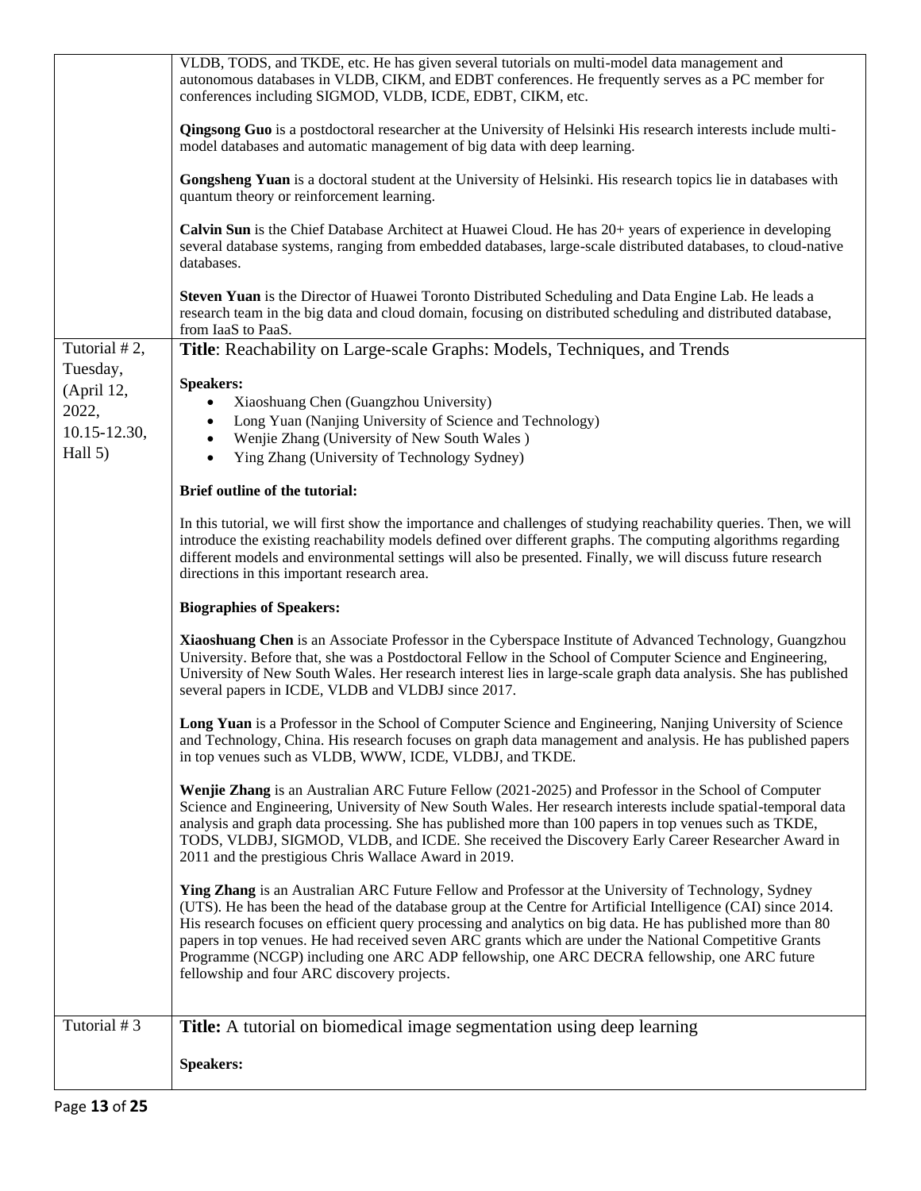| | |
|---|---|
| | VLDB, TODS, and TKDE, etc. He has given several tutorials on multi-model data management and autonomous databases in VLDB, CIKM, and EDBT conferences. He frequently serves as a PC member for conferences including SIGMOD, VLDB, ICDE, EDBT, CIKM, etc.<br><br>**Qingsong Guo** is a postdoctoral researcher at the University of Helsinki His research interests include multi-model databases and automatic management of big data with deep learning.<br><br>**Gongsheng Yuan** is a doctoral student at the University of Helsinki. His research topics lie in databases with quantum theory or reinforcement learning.<br><br>**Calvin Sun** is the Chief Database Architect at Huawei Cloud. He has 20+ years of experience in developing several database systems, ranging from embedded databases, large-scale distributed databases, to cloud-native databases.<br><br>**Steven Yuan** is the Director of Huawei Toronto Distributed Scheduling and Data Engine Lab. He leads a research team in the big data and cloud domain, focusing on distributed scheduling and distributed database, from IaaS to PaaS. |
| Tutorial # 2, Tuesday, (April 12, 2022, 10.15-12.30, Hall 5) | **Title**: Reachability on Large-scale Graphs: Models, Techniques, and Trends<br><br>**Speakers:**<br>• Xiaoshuang Chen (Guangzhou University)<br>• Long Yuan (Nanjing University of Science and Technology)<br>• Wenjie Zhang (University of New South Wales )<br>• Ying Zhang (University of Technology Sydney)<br><br>**Brief outline of the tutorial:**<br><br>In this tutorial, we will first show the importance and challenges of studying reachability queries. Then, we will introduce the existing reachability models defined over different graphs. The computing algorithms regarding different models and environmental settings will also be presented. Finally, we will discuss future research directions in this important research area.<br><br>**Biographies of Speakers:**<br><br>**Xiaoshuang Chen** is an Associate Professor in the Cyberspace Institute of Advanced Technology, Guangzhou University. Before that, she was a Postdoctoral Fellow in the School of Computer Science and Engineering, University of New South Wales. Her research interest lies in large-scale graph data analysis. She has published several papers in ICDE, VLDB and VLDBJ since 2017.<br><br>**Long Yuan** is a Professor in the School of Computer Science and Engineering, Nanjing University of Science and Technology, China. His research focuses on graph data management and analysis. He has published papers in top venues such as VLDB, WWW, ICDE, VLDBJ, and TKDE.<br><br>**Wenjie Zhang** is an Australian ARC Future Fellow (2021-2025) and Professor in the School of Computer Science and Engineering, University of New South Wales. Her research interests include spatial-temporal data analysis and graph data processing. She has published more than 100 papers in top venues such as TKDE, TODS, VLDBJ, SIGMOD, VLDB, and ICDE. She received the Discovery Early Career Researcher Award in 2011 and the prestigious Chris Wallace Award in 2019.<br><br>**Ying Zhang** is an Australian ARC Future Fellow and Professor at the University of Technology, Sydney (UTS). He has been the head of the database group at the Centre for Artificial Intelligence (CAI) since 2014. His research focuses on efficient query processing and analytics on big data. He has published more than 80 papers in top venues. He had received seven ARC grants which are under the National Competitive Grants Programme (NCGP) including one ARC ADP fellowship, one ARC DECRA fellowship, one ARC future fellowship and four ARC discovery projects. |
| Tutorial # 3 | **Title:** A tutorial on biomedical image segmentation using deep learning<br><br>**Speakers:** |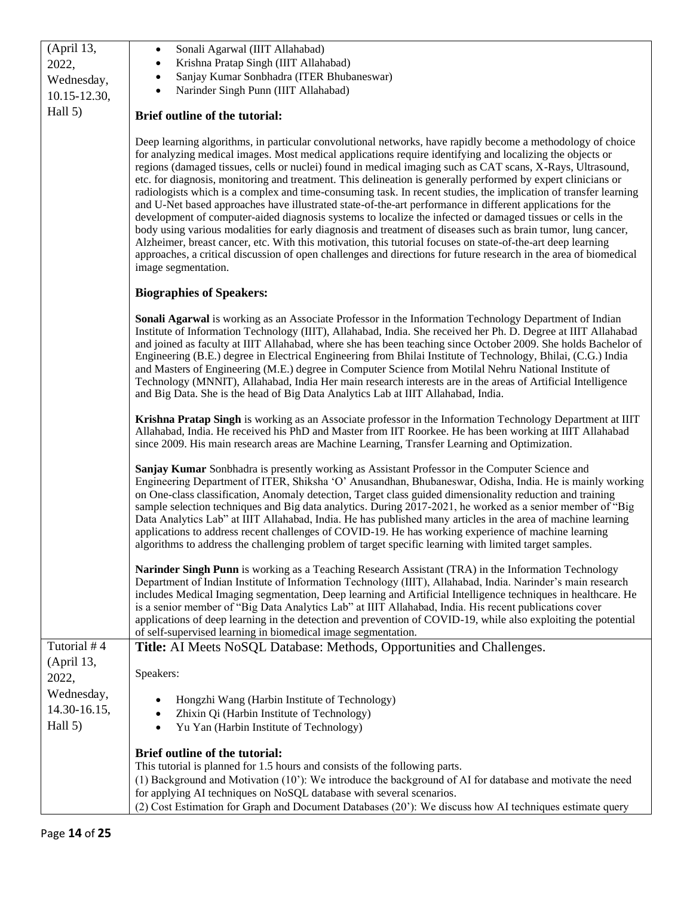| | |
|---|---|
| (April 13, 2022, Wednesday, 10.15-12.30, Hall 5) | • Sonali Agarwal (IIIT Allahabad)<br>• Krishna Pratap Singh (IIIT Allahabad)<br>• Sanjay Kumar Sonbhadra (ITER Bhubaneswar)<br>• Narinder Singh Punn (IIIT Allahabad)<br><br>**Brief outline of the tutorial:**<br><br>Deep learning algorithms, in particular convolutional networks, have rapidly become a methodology of choice for analyzing medical images. Most medical applications require identifying and localizing the objects or regions (damaged tissues, cells or nuclei) found in medical imaging such as CAT scans, X-Rays, Ultrasound, etc. for diagnosis, monitoring and treatment. This delineation is generally performed by expert clinicians or radiologists which is a complex and time-consuming task. In recent studies, the implication of transfer learning and U-Net based approaches have illustrated state-of-the-art performance in different applications for the development of computer-aided diagnosis systems to localize the infected or damaged tissues or cells in the body using various modalities for early diagnosis and treatment of diseases such as brain tumor, lung cancer, Alzheimer, breast cancer, etc. With this motivation, this tutorial focuses on state-of-the-art deep learning approaches, a critical discussion of open challenges and directions for future research in the area of biomedical image segmentation.<br><br>**Biographies of Speakers:**<br><br>**Sonali Agarwal** is working as an Associate Professor in the Information Technology Department of Indian Institute of Information Technology (IIIT), Allahabad, India. She received her Ph. D. Degree at IIIT Allahabad and joined as faculty at IIIT Allahabad, where she has been teaching since October 2009. She holds Bachelor of Engineering (B.E.) degree in Electrical Engineering from Bhilai Institute of Technology, Bhilai, (C.G.) India and Masters of Engineering (M.E.) degree in Computer Science from Motilal Nehru National Institute of Technology (MNNIT), Allahabad, India Her main research interests are in the areas of Artificial Intelligence and Big Data. She is the head of Big Data Analytics Lab at IIIT Allahabad, India.<br><br>**Krishna Pratap Singh** is working as an Associate professor in the Information Technology Department at IIIT Allahabad, India. He received his PhD and Master from IIT Roorkee. He has been working at IIIT Allahabad since 2009. His main research areas are Machine Learning, Transfer Learning and Optimization.<br><br>**Sanjay Kumar** Sonbhadra is presently working as Assistant Professor in the Computer Science and Engineering Department of ITER, Shiksha 'O' Anusandhan, Bhubaneswar, Odisha, India. He is mainly working on One-class classification, Anomaly detection, Target class guided dimensionality reduction and training sample selection techniques and Big data analytics. During 2017-2021, he worked as a senior member of "Big Data Analytics Lab" at IIIT Allahabad, India. He has published many articles in the area of machine learning applications to address recent challenges of COVID-19. He has working experience of machine learning algorithms to address the challenging problem of target specific learning with limited target samples.<br><br>**Narinder Singh Punn** is working as a Teaching Research Assistant (TRA) in the Information Technology Department of Indian Institute of Information Technology (IIIT), Allahabad, India. Narinder's main research includes Medical Imaging segmentation, Deep learning and Artificial Intelligence techniques in healthcare. He is a senior member of "Big Data Analytics Lab" at IIIT Allahabad, India. His recent publications cover applications of deep learning in the detection and prevention of COVID-19, while also exploiting the potential of self-supervised learning in biomedical image segmentation. |
| Tutorial # 4 (April 13, 2022, Wednesday, 14.30-16.15, Hall 5) | **Title:** AI Meets NoSQL Database: Methods, Opportunities and Challenges.<br><br>Speakers:<br><br>• Hongzhi Wang (Harbin Institute of Technology)<br>• Zhixin Qi (Harbin Institute of Technology)<br>• Yu Yan (Harbin Institute of Technology)<br><br>**Brief outline of the tutorial:**<br>This tutorial is planned for 1.5 hours and consists of the following parts.<br>(1) Background and Motivation (10'): We introduce the background of AI for database and motivate the need for applying AI techniques on NoSQL database with several scenarios.<br>(2) Cost Estimation for Graph and Document Databases (20'): We discuss how AI techniques estimate query |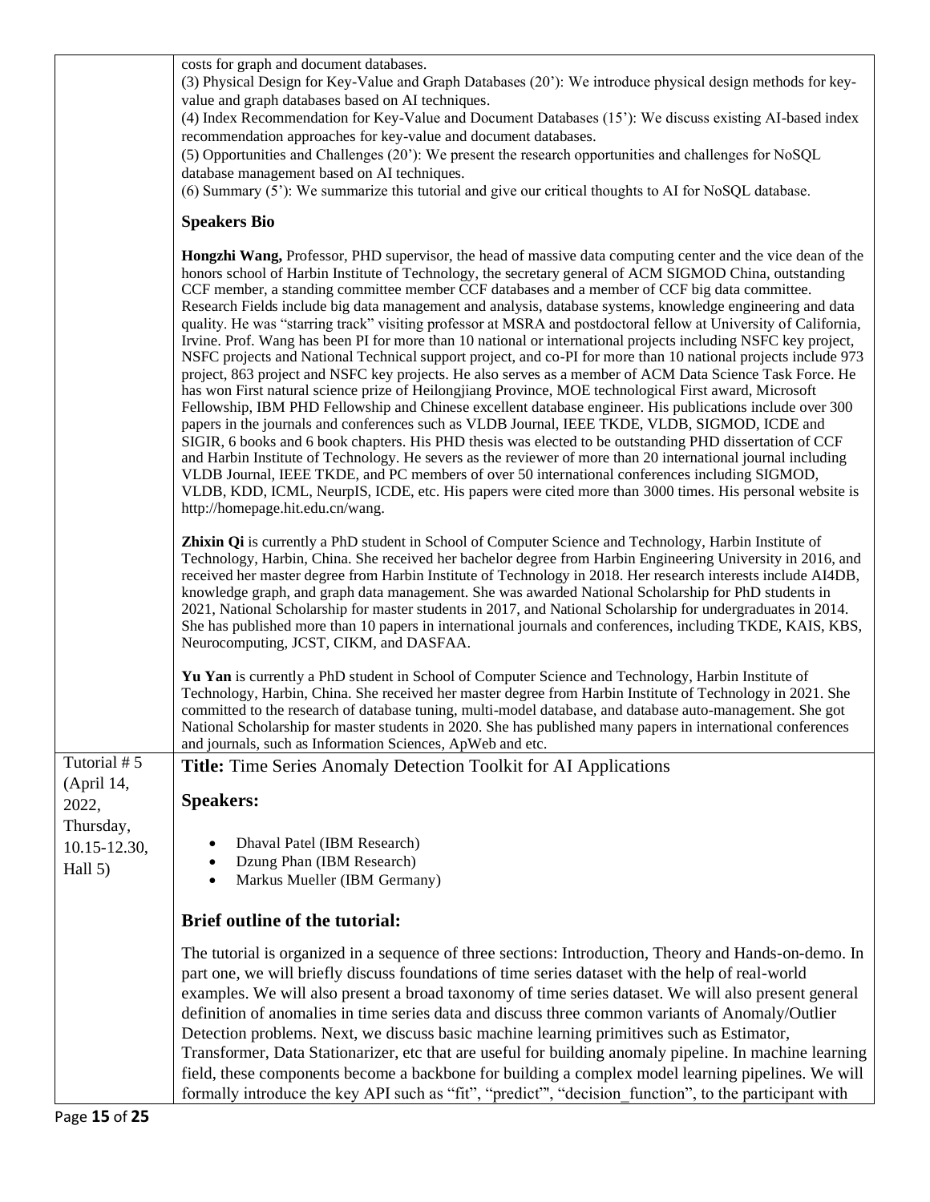costs for graph and document databases.

(3) Physical Design for Key-Value and Graph Databases (20'): We introduce physical design methods for key-value and graph databases based on AI techniques.

(4) Index Recommendation for Key-Value and Document Databases (15'): We discuss existing AI-based index recommendation approaches for key-value and document databases.

(5) Opportunities and Challenges (20'): We present the research opportunities and challenges for NoSQL database management based on AI techniques.

(6) Summary (5'): We summarize this tutorial and give our critical thoughts to AI for NoSQL database.

**Speakers Bio**

**Hongzhi Wang,** Professor, PHD supervisor, the head of massive data computing center and the vice dean of the honors school of Harbin Institute of Technology, the secretary general of ACM SIGMOD China, outstanding CCF member, a standing committee member CCF databases and a member of CCF big data committee. Research Fields include big data management and analysis, database systems, knowledge engineering and data quality. He was "starring track" visiting professor at MSRA and postdoctoral fellow at University of California, Irvine. Prof. Wang has been PI for more than 10 national or international projects including NSFC key project, NSFC projects and National Technical support project, and co-PI for more than 10 national projects include 973 project, 863 project and NSFC key projects. He also serves as a member of ACM Data Science Task Force. He has won First natural science prize of Heilongjiang Province, MOE technological First award, Microsoft Fellowship, IBM PHD Fellowship and Chinese excellent database engineer. His publications include over 300 papers in the journals and conferences such as VLDB Journal, IEEE TKDE, VLDB, SIGMOD, ICDE and SIGIR, 6 books and 6 book chapters. His PHD thesis was elected to be outstanding PHD dissertation of CCF and Harbin Institute of Technology. He severs as the reviewer of more than 20 international journal including VLDB Journal, IEEE TKDE, and PC members of over 50 international conferences including SIGMOD, VLDB, KDD, ICML, NeurpIS, ICDE, etc. His papers were cited more than 3000 times. His personal website is http://homepage.hit.edu.cn/wang.

**Zhixin Qi** is currently a PhD student in School of Computer Science and Technology, Harbin Institute of Technology, Harbin, China. She received her bachelor degree from Harbin Engineering University in 2016, and received her master degree from Harbin Institute of Technology in 2018. Her research interests include AI4DB, knowledge graph, and graph data management. She was awarded National Scholarship for PhD students in 2021, National Scholarship for master students in 2017, and National Scholarship for undergraduates in 2014. She has published more than 10 papers in international journals and conferences, including TKDE, KAIS, KBS, Neurocomputing, JCST, CIKM, and DASFAA.

**Yu Yan** is currently a PhD student in School of Computer Science and Technology, Harbin Institute of Technology, Harbin, China. She received her master degree from Harbin Institute of Technology in 2021. She committed to the research of database tuning, multi-model database, and database auto-management. She got National Scholarship for master students in 2020. She has published many papers in international conferences and journals, such as Information Sciences, ApWeb and etc.

---

Tutorial # 5 (April 14, 2022, Thursday, 10.15-12.30, Hall 5)

**Title:** Time Series Anomaly Detection Toolkit for AI Applications

**Speakers:**

- Dhaval Patel (IBM Research)
- Dzung Phan (IBM Research)
- Markus Mueller (IBM Germany)

**Brief outline of the tutorial:**

The tutorial is organized in a sequence of three sections: Introduction, Theory and Hands-on-demo. In part one, we will briefly discuss foundations of time series dataset with the help of real-world examples. We will also present a broad taxonomy of time series dataset. We will also present general definition of anomalies in time series data and discuss three common variants of Anomaly/Outlier Detection problems. Next, we discuss basic machine learning primitives such as Estimator, Transformer, Data Stationarizer, etc that are useful for building anomaly pipeline. In machine learning field, these components become a backbone for building a complex model learning pipelines. We will formally introduce the key API such as "fit", "predict"", "decision_function", to the participant with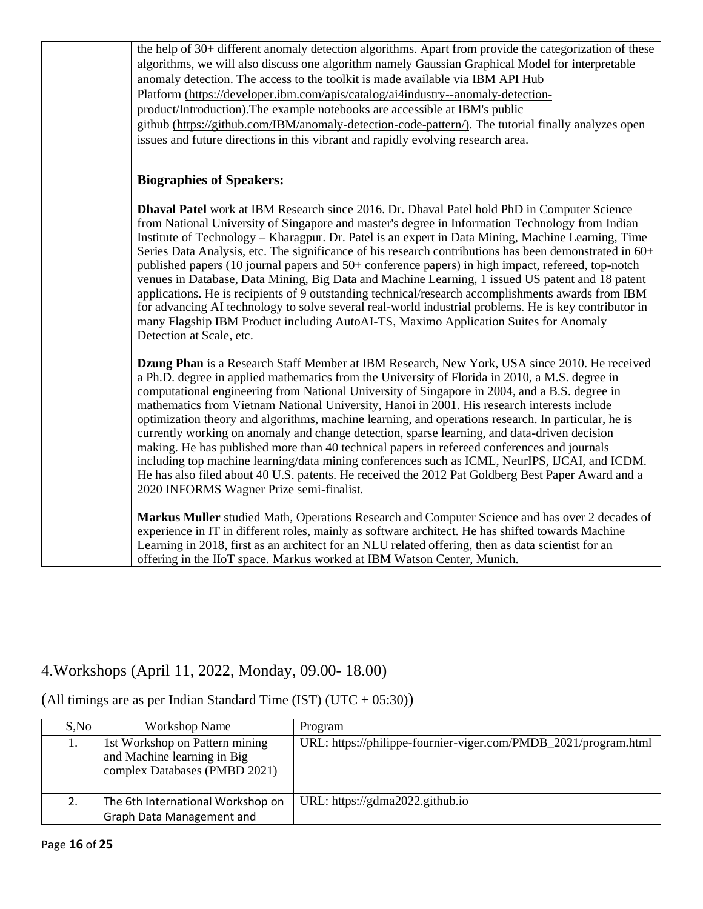| | the help of 30+ different anomaly detection algorithms. Apart from provide the categorization of these algorithms, we will also discuss one algorithm namely Gaussian Graphical Model for interpretable anomaly detection. The access to the toolkit is made available via IBM API Hub Platform (https://developer.ibm.com/apis/catalog/ai4industry--anomaly-detection-product/Introduction).The example notebooks are accessible at IBM's public github (https://github.com/IBM/anomaly-detection-code-pattern/). The tutorial finally analyzes open issues and future directions in this vibrant and rapidly evolving research area.<br><br>**Biographies of Speakers:**<br><br>**Dhaval Patel** work at IBM Research since 2016. Dr. Dhaval Patel hold PhD in Computer Science from National University of Singapore and master's degree in Information Technology from Indian Institute of Technology – Kharagpur. Dr. Patel is an expert in Data Mining, Machine Learning, Time Series Data Analysis, etc. The significance of his research contributions has been demonstrated in 60+ published papers (10 journal papers and 50+ conference papers) in high impact, refereed, top-notch venues in Database, Data Mining, Big Data and Machine Learning, 1 issued US patent and 18 patent applications. He is recipients of 9 outstanding technical/research accomplishments awards from IBM for advancing AI technology to solve several real-world industrial problems. He is key contributor in many Flagship IBM Product including AutoAI-TS, Maximo Application Suites for Anomaly Detection at Scale, etc.<br><br>**Dzung Phan** is a Research Staff Member at IBM Research, New York, USA since 2010. He received a Ph.D. degree in applied mathematics from the University of Florida in 2010, a M.S. degree in computational engineering from National University of Singapore in 2004, and a B.S. degree in mathematics from Vietnam National University, Hanoi in 2001. His research interests include optimization theory and algorithms, machine learning, and operations research. In particular, he is currently working on anomaly and change detection, sparse learning, and data-driven decision making. He has published more than 40 technical papers in refereed conferences and journals including top machine learning/data mining conferences such as ICML, NeurIPS, IJCAI, and ICDM. He has also filed about 40 U.S. patents. He received the 2012 Pat Goldberg Best Paper Award and a 2020 INFORMS Wagner Prize semi-finalist.<br><br>**Markus Muller** studied Math, Operations Research and Computer Science and has over 2 decades of experience in IT in different roles, mainly as software architect. He has shifted towards Machine Learning in 2018, first as an architect for an NLU related offering, then as data scientist for an offering in the IIoT space. Markus worked at IBM Watson Center, Munich. |
|---|---|

## 4.Workshops (April 11, 2022, Monday, 09.00- 18.00)

(All timings are as per Indian Standard Time (IST) (UTC + 05:30))

| S,No | Workshop Name | Program |
|---|---|---|
| 1. | 1st Workshop on Pattern mining and Machine learning in Big complex Databases (PMBD 2021) | URL: https://philippe-fournier-viger.com/PMDB_2021/program.html |
| 2. | The 6th International Workshop on Graph Data Management and | URL: https://gdma2022.github.io |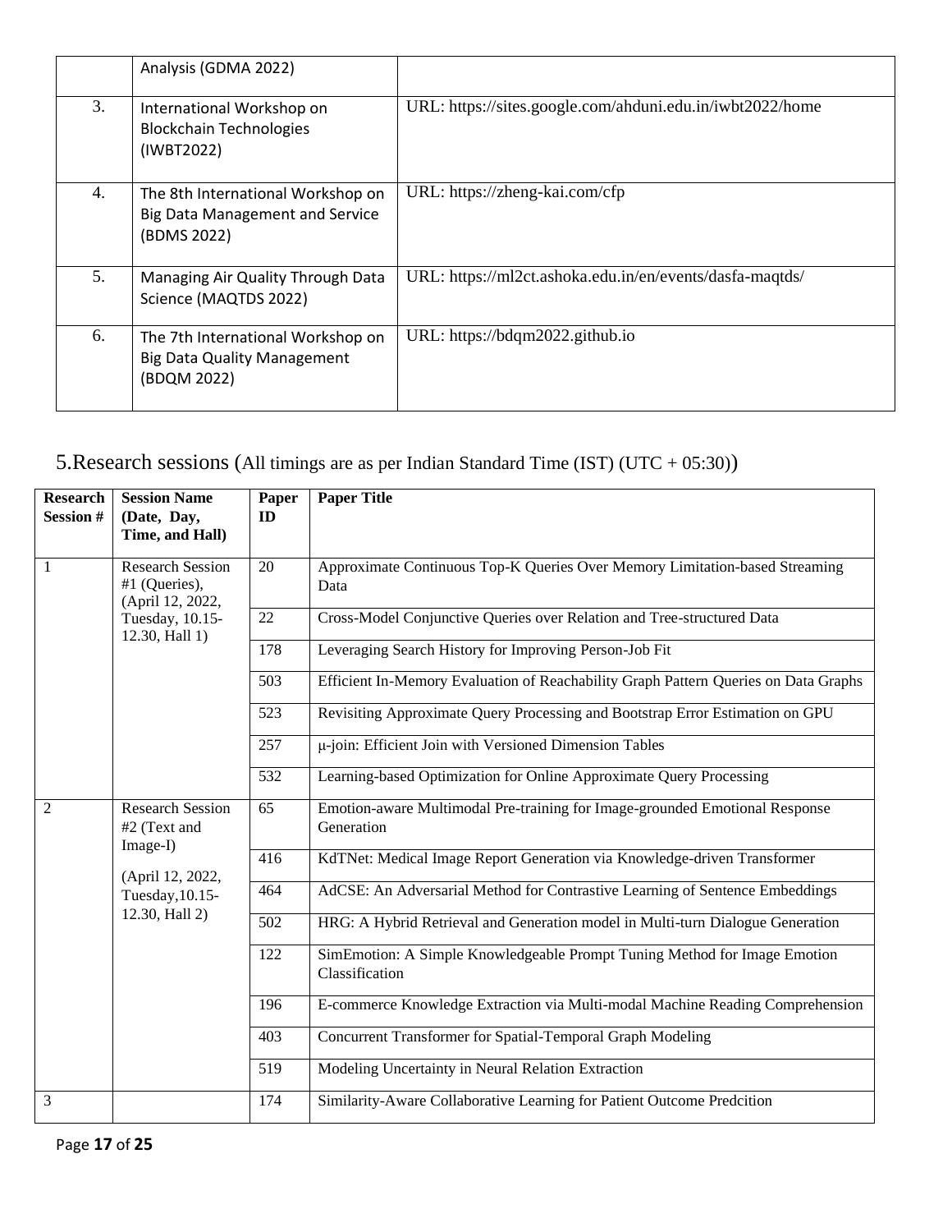|  | Analysis (GDMA 2022) |  |
|---|---|---|
| 3. | International Workshop on Blockchain Technologies (IWBT2022) | URL: https://sites.google.com/ahduni.edu.in/iwbt2022/home |
| 4. | The 8th International Workshop on Big Data Management and Service (BDMS 2022) | URL: https://zheng-kai.com/cfp |
| 5. | Managing Air Quality Through Data Science (MAQTDS 2022) | URL: https://ml2ct.ashoka.edu.in/en/events/dasfa-maqtds/ |
| 6. | The 7th International Workshop on Big Data Quality Management (BDQM 2022) | URL: https://bdqm2022.github.io |

## 5.Research sessions (All timings are as per Indian Standard Time (IST) (UTC + 05:30))

| Research Session # | Session Name (Date, Day, Time, and Hall) | Paper ID | Paper Title |
|---|---|---|---|
| 1 | Research Session #1 (Queries), (April 12, 2022, Tuesday, 10.15-12.30, Hall 1) | 20 | Approximate Continuous Top-K Queries Over Memory Limitation-based Streaming Data |
|  |  | 22 | Cross-Model Conjunctive Queries over Relation and Tree-structured Data |
|  |  | 178 | Leveraging Search History for Improving Person-Job Fit |
|  |  | 503 | Efficient In-Memory Evaluation of Reachability Graph Pattern Queries on Data Graphs |
|  |  | 523 | Revisiting Approximate Query Processing and Bootstrap Error Estimation on GPU |
|  |  | 257 | μ-join: Efficient Join with Versioned Dimension Tables |
|  |  | 532 | Learning-based Optimization for Online Approximate Query Processing |
| 2 | Research Session #2 (Text and Image-I) (April 12, 2022, Tuesday,10.15-12.30, Hall 2) | 65 | Emotion-aware Multimodal Pre-training for Image-grounded Emotional Response Generation |
|  |  | 416 | KdTNet: Medical Image Report Generation via Knowledge-driven Transformer |
|  |  | 464 | AdCSE: An Adversarial Method for Contrastive Learning of Sentence Embeddings |
|  |  | 502 | HRG: A Hybrid Retrieval and Generation model in Multi-turn Dialogue Generation |
|  |  | 122 | SimEmotion: A Simple Knowledgeable Prompt Tuning Method for Image Emotion Classification |
|  |  | 196 | E-commerce Knowledge Extraction via Multi-modal Machine Reading Comprehension |
|  |  | 403 | Concurrent Transformer for Spatial-Temporal Graph Modeling |
|  |  | 519 | Modeling Uncertainty in Neural Relation Extraction |
| 3 |  | 174 | Similarity-Aware Collaborative Learning for Patient Outcome Predcition |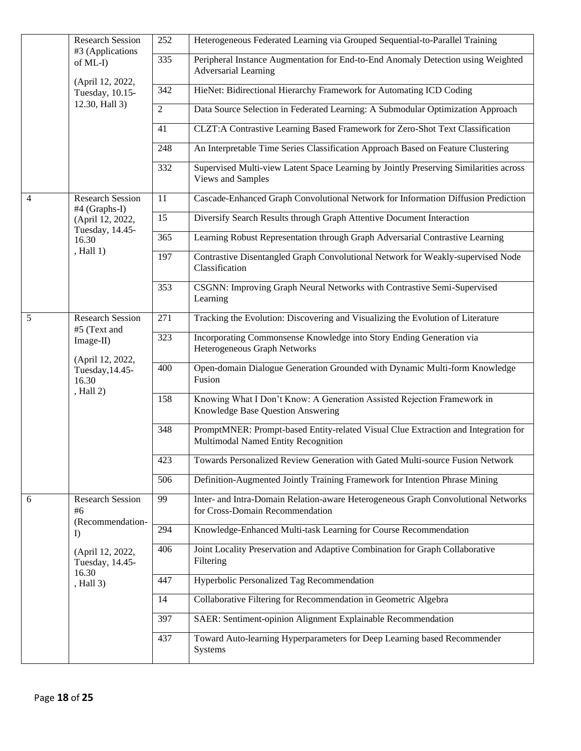| | | | |
|---|---|---|---|
| | Research Session #3 (Applications of ML-I) (April 12, 2022, Tuesday, 10.15-12.30, Hall 3) | 252 | Heterogeneous Federated Learning via Grouped Sequential-to-Parallel Training |
| | | 335 | Peripheral Instance Augmentation for End-to-End Anomaly Detection using Weighted Adversarial Learning |
| | | 342 | HieNet: Bidirectional Hierarchy Framework for Automating ICD Coding |
| | | 2 | Data Source Selection in Federated Learning: A Submodular Optimization Approach |
| | | 41 | CLZT:A Contrastive Learning Based Framework for Zero-Shot Text Classification |
| | | 248 | An Interpretable Time Series Classification Approach Based on Feature Clustering |
| | | 332 | Supervised Multi-view Latent Space Learning by Jointly Preserving Similarities across Views and Samples |
| 4 | Research Session #4 (Graphs-I) (April 12, 2022, Tuesday, 14.45-16.30 , Hall 1) | 11 | Cascade-Enhanced Graph Convolutional Network for Information Diffusion Prediction |
| | | 15 | Diversify Search Results through Graph Attentive Document Interaction |
| | | 365 | Learning Robust Representation through Graph Adversarial Contrastive Learning |
| | | 197 | Contrastive Disentangled Graph Convolutional Network for Weakly-supervised Node Classification |
| | | 353 | CSGNN: Improving Graph Neural Networks with Contrastive Semi-Supervised Learning |
| 5 | Research Session #5 (Text and Image-II) (April 12, 2022, Tuesday,14.45-16.30 , Hall 2) | 271 | Tracking the Evolution: Discovering and Visualizing the Evolution of Literature |
| | | 323 | Incorporating Commonsense Knowledge into Story Ending Generation via Heterogeneous Graph Networks |
| | | 400 | Open-domain Dialogue Generation Grounded with Dynamic Multi-form Knowledge Fusion |
| | | 158 | Knowing What I Don't Know: A Generation Assisted Rejection Framework in Knowledge Base Question Answering |
| | | 348 | PromptMNER: Prompt-based Entity-related Visual Clue Extraction and Integration for Multimodal Named Entity Recognition |
| | | 423 | Towards Personalized Review Generation with Gated Multi-source Fusion Network |
| | | 506 | Definition-Augmented Jointly Training Framework for Intention Phrase Mining |
| 6 | Research Session #6 (Recommendation-I) (April 12, 2022, Tuesday, 14.45-16.30 , Hall 3) | 99 | Inter- and Intra-Domain Relation-aware Heterogeneous Graph Convolutional Networks for Cross-Domain Recommendation |
| | | 294 | Knowledge-Enhanced Multi-task Learning for Course Recommendation |
| | | 406 | Joint Locality Preservation and Adaptive Combination for Graph Collaborative Filtering |
| | | 447 | Hyperbolic Personalized Tag Recommendation |
| | | 14 | Collaborative Filtering for Recommendation in Geometric Algebra |
| | | 397 | SAER: Sentiment-opinion Alignment Explainable Recommendation |
| | | 437 | Toward Auto-learning Hyperparameters for Deep Learning based Recommender Systems |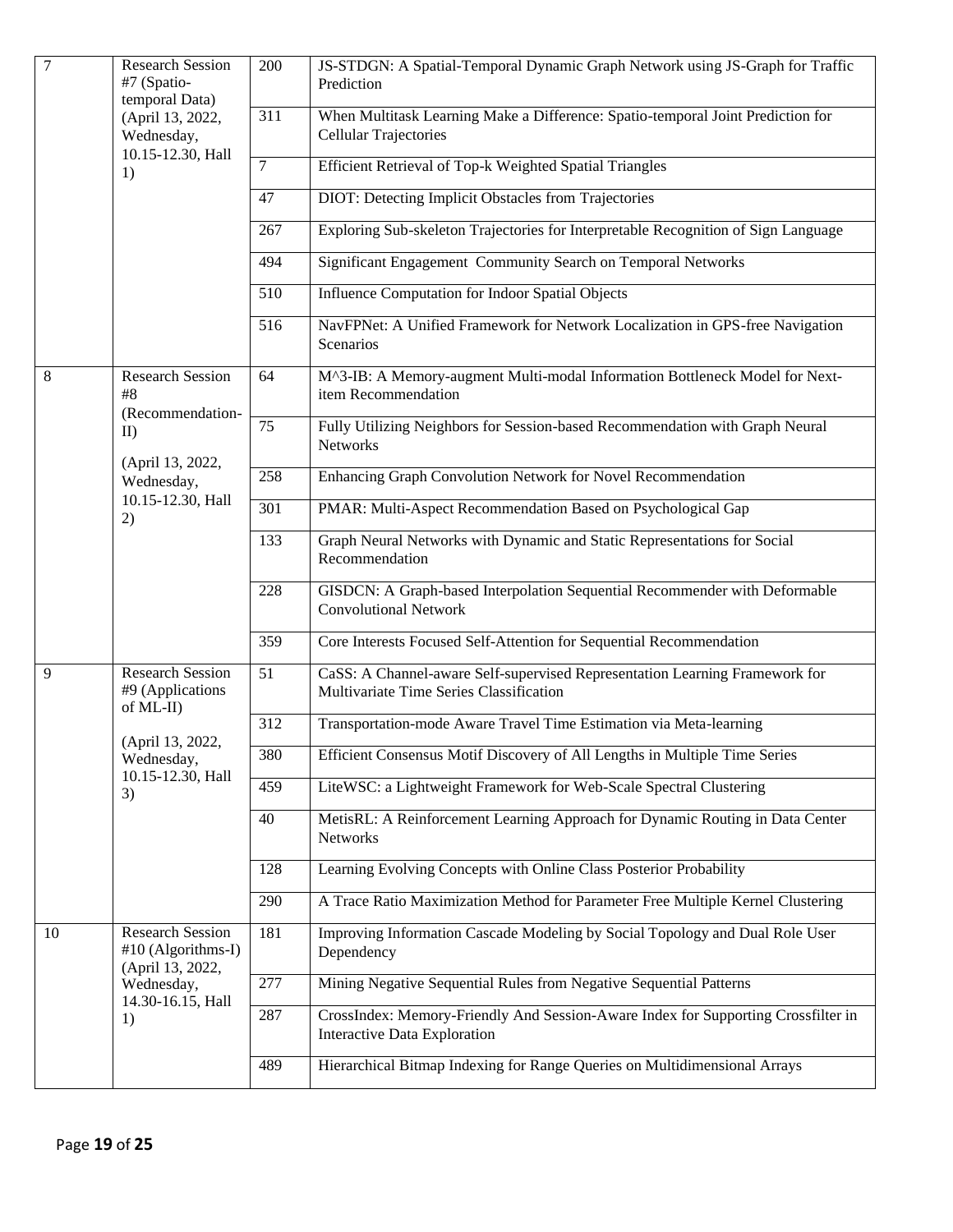| 7 | Research Session #7 (Spatio-temporal Data) (April 13, 2022, Wednesday, 10.15-12.30, Hall 1) | 200 | JS-STDGN: A Spatial-Temporal Dynamic Graph Network using JS-Graph for Traffic Prediction |
|---|---|---|---|
| | | 311 | When Multitask Learning Make a Difference: Spatio-temporal Joint Prediction for Cellular Trajectories |
| | | 7 | Efficient Retrieval of Top-k Weighted Spatial Triangles |
| | | 47 | DIOT: Detecting Implicit Obstacles from Trajectories |
| | | 267 | Exploring Sub-skeleton Trajectories for Interpretable Recognition of Sign Language |
| | | 494 | Significant Engagement Community Search on Temporal Networks |
| | | 510 | Influence Computation for Indoor Spatial Objects |
| | | 516 | NavFPNet: A Unified Framework for Network Localization in GPS-free Navigation Scenarios |
| 8 | Research Session #8 (Recommendation-II) (April 13, 2022, Wednesday, 10.15-12.30, Hall 2) | 64 | M^3-IB: A Memory-augment Multi-modal Information Bottleneck Model for Next-item Recommendation |
| | | 75 | Fully Utilizing Neighbors for Session-based Recommendation with Graph Neural Networks |
| | | 258 | Enhancing Graph Convolution Network for Novel Recommendation |
| | | 301 | PMAR: Multi-Aspect Recommendation Based on Psychological Gap |
| | | 133 | Graph Neural Networks with Dynamic and Static Representations for Social Recommendation |
| | | 228 | GISDCN: A Graph-based Interpolation Sequential Recommender with Deformable Convolutional Network |
| | | 359 | Core Interests Focused Self-Attention for Sequential Recommendation |
| 9 | Research Session #9 (Applications of ML-II) (April 13, 2022, Wednesday, 10.15-12.30, Hall 3) | 51 | CaSS: A Channel-aware Self-supervised Representation Learning Framework for Multivariate Time Series Classification |
| | | 312 | Transportation-mode Aware Travel Time Estimation via Meta-learning |
| | | 380 | Efficient Consensus Motif Discovery of All Lengths in Multiple Time Series |
| | | 459 | LiteWSC: a Lightweight Framework for Web-Scale Spectral Clustering |
| | | 40 | MetisRL: A Reinforcement Learning Approach for Dynamic Routing in Data Center Networks |
| | | 128 | Learning Evolving Concepts with Online Class Posterior Probability |
| | | 290 | A Trace Ratio Maximization Method for Parameter Free Multiple Kernel Clustering |
| 10 | Research Session #10 (Algorithms-I) (April 13, 2022, Wednesday, 14.30-16.15, Hall 1) | 181 | Improving Information Cascade Modeling by Social Topology and Dual Role User Dependency |
| | | 277 | Mining Negative Sequential Rules from Negative Sequential Patterns |
| | | 287 | CrossIndex: Memory-Friendly And Session-Aware Index for Supporting Crossfilter in Interactive Data Exploration |
| | | 489 | Hierarchical Bitmap Indexing for Range Queries on Multidimensional Arrays |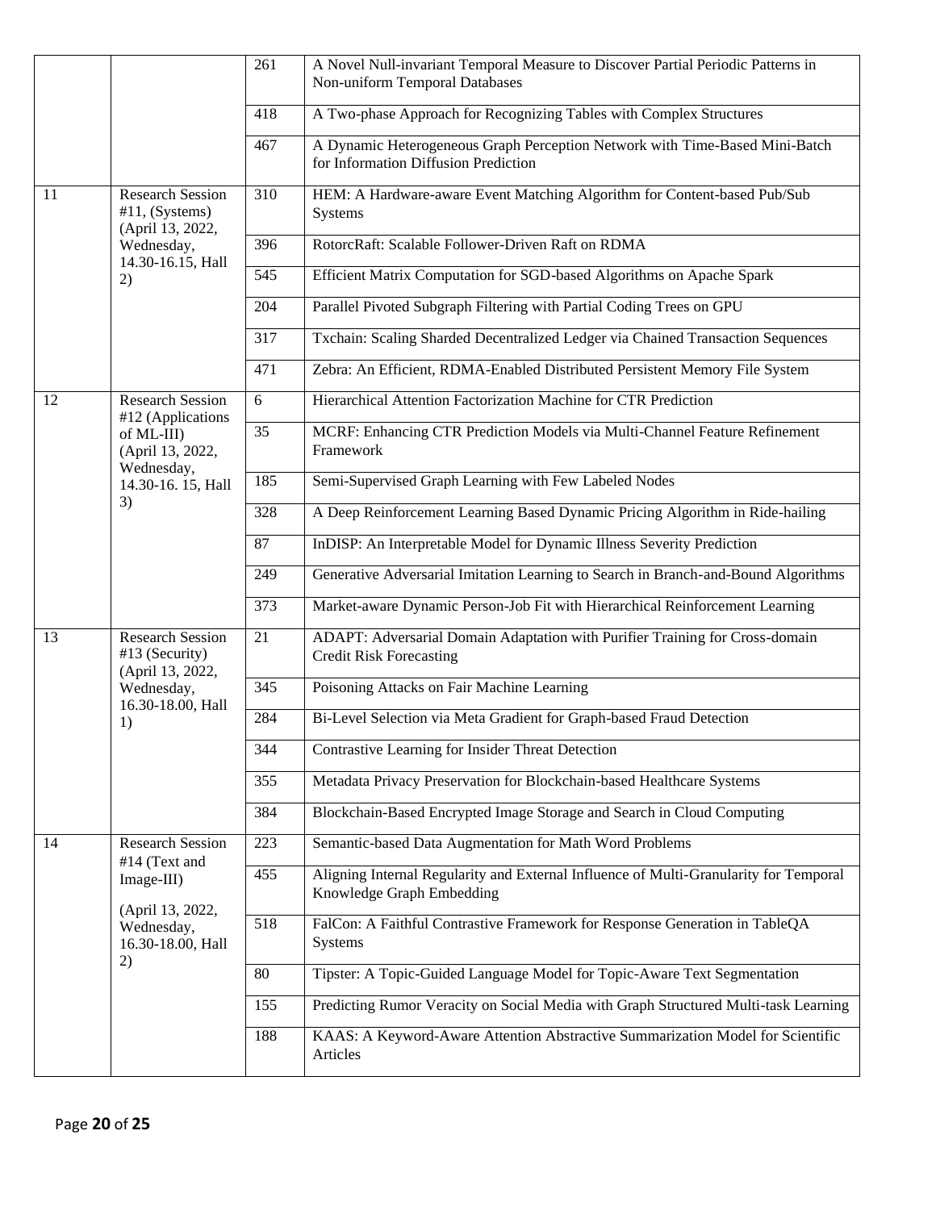| | | 261 | A Novel Null-invariant Temporal Measure to Discover Partial Periodic Patterns in Non-uniform Temporal Databases |
|---|---|---|---|
| | | 418 | A Two-phase Approach for Recognizing Tables with Complex Structures |
| | | 467 | A Dynamic Heterogeneous Graph Perception Network with Time-Based Mini-Batch for Information Diffusion Prediction |
| 11 | Research Session #11, (Systems) (April 13, 2022, Wednesday, 14.30-16.15, Hall 2) | 310 | HEM: A Hardware-aware Event Matching Algorithm for Content-based Pub/Sub Systems |
| | | 396 | RotorcRaft: Scalable Follower-Driven Raft on RDMA |
| | | 545 | Efficient Matrix Computation for SGD-based Algorithms on Apache Spark |
| | | 204 | Parallel Pivoted Subgraph Filtering with Partial Coding Trees on GPU |
| | | 317 | Txchain: Scaling Sharded Decentralized Ledger via Chained Transaction Sequences |
| | | 471 | Zebra: An Efficient, RDMA-Enabled Distributed Persistent Memory File System |
| 12 | Research Session #12 (Applications of ML-III) (April 13, 2022, Wednesday, 14.30-16. 15, Hall 3) | 6 | Hierarchical Attention Factorization Machine for CTR Prediction |
| | | 35 | MCRF: Enhancing CTR Prediction Models via Multi-Channel Feature Refinement Framework |
| | | 185 | Semi-Supervised Graph Learning with Few Labeled Nodes |
| | | 328 | A Deep Reinforcement Learning Based Dynamic Pricing Algorithm in Ride-hailing |
| | | 87 | InDISP: An Interpretable Model for Dynamic Illness Severity Prediction |
| | | 249 | Generative Adversarial Imitation Learning to Search in Branch-and-Bound Algorithms |
| | | 373 | Market-aware Dynamic Person-Job Fit with Hierarchical Reinforcement Learning |
| 13 | Research Session #13 (Security) (April 13, 2022, Wednesday, 16.30-18.00, Hall 1) | 21 | ADAPT: Adversarial Domain Adaptation with Purifier Training for Cross-domain Credit Risk Forecasting |
| | | 345 | Poisoning Attacks on Fair Machine Learning |
| | | 284 | Bi-Level Selection via Meta Gradient for Graph-based Fraud Detection |
| | | 344 | Contrastive Learning for Insider Threat Detection |
| | | 355 | Metadata Privacy Preservation for Blockchain-based Healthcare Systems |
| | | 384 | Blockchain-Based Encrypted Image Storage and Search in Cloud Computing |
| 14 | Research Session #14 (Text and Image-III) (April 13, 2022, Wednesday, 16.30-18.00, Hall 2) | 223 | Semantic-based Data Augmentation for Math Word Problems |
| | | 455 | Aligning Internal Regularity and External Influence of Multi-Granularity for Temporal Knowledge Graph Embedding |
| | | 518 | FalCon: A Faithful Contrastive Framework for Response Generation in TableQA Systems |
| | | 80 | Tipster: A Topic-Guided Language Model for Topic-Aware Text Segmentation |
| | | 155 | Predicting Rumor Veracity on Social Media with Graph Structured Multi-task Learning |
| | | 188 | KAAS: A Keyword-Aware Attention Abstractive Summarization Model for Scientific Articles |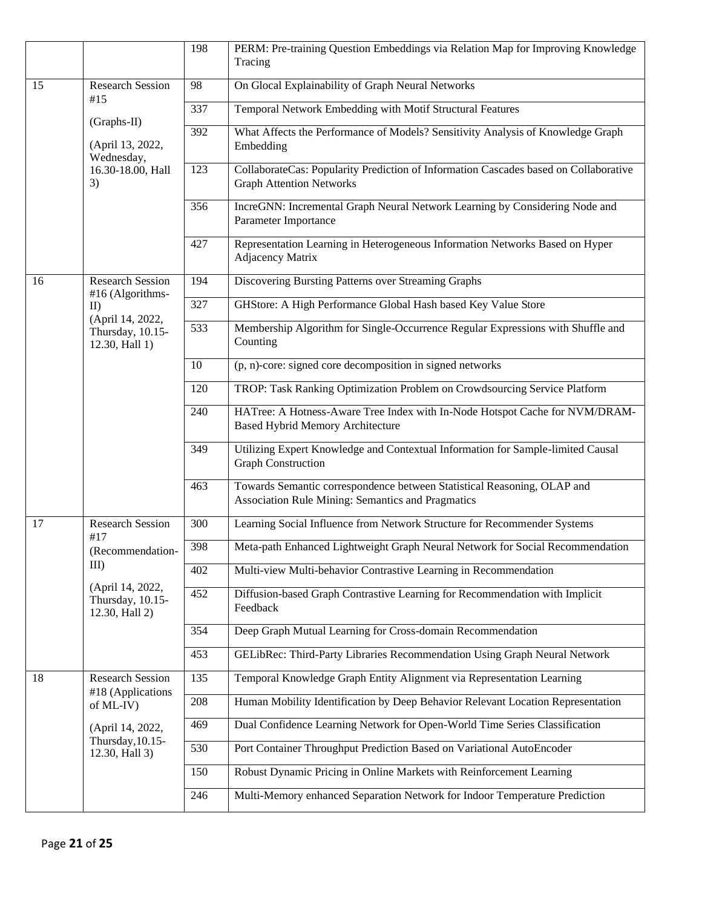| | | | |
|---|---|---|---|
| | | 198 | PERM: Pre-training Question Embeddings via Relation Map for Improving Knowledge Tracing |
| 15 | Research Session #15 (Graphs-II) (April 13, 2022, Wednesday, 16.30-18.00, Hall 3) | 98 | On Glocal Explainability of Graph Neural Networks |
| | | 337 | Temporal Network Embedding with Motif Structural Features |
| | | 392 | What Affects the Performance of Models? Sensitivity Analysis of Knowledge Graph Embedding |
| | | 123 | CollaborateCas: Popularity Prediction of Information Cascades based on Collaborative Graph Attention Networks |
| | | 356 | IncreGNN: Incremental Graph Neural Network Learning by Considering Node and Parameter Importance |
| | | 427 | Representation Learning in Heterogeneous Information Networks Based on Hyper Adjacency Matrix |
| 16 | Research Session #16 (Algorithms-II) (April 14, 2022, Thursday, 10.15-12.30, Hall 1) | 194 | Discovering Bursting Patterns over Streaming Graphs |
| | | 327 | GHStore: A High Performance Global Hash based Key Value Store |
| | | 533 | Membership Algorithm for Single-Occurrence Regular Expressions with Shuffle and Counting |
| | | 10 | (p, n)-core: signed core decomposition in signed networks |
| | | 120 | TROP: Task Ranking Optimization Problem on Crowdsourcing Service Platform |
| | | 240 | HATree: A Hotness-Aware Tree Index with In-Node Hotspot Cache for NVM/DRAM-Based Hybrid Memory Architecture |
| | | 349 | Utilizing Expert Knowledge and Contextual Information for Sample-limited Causal Graph Construction |
| | | 463 | Towards Semantic correspondence between Statistical Reasoning, OLAP and Association Rule Mining: Semantics and Pragmatics |
| 17 | Research Session #17 (Recommendation-III) (April 14, 2022, Thursday, 10.15-12.30, Hall 2) | 300 | Learning Social Influence from Network Structure for Recommender Systems |
| | | 398 | Meta-path Enhanced Lightweight Graph Neural Network for Social Recommendation |
| | | 402 | Multi-view Multi-behavior Contrastive Learning in Recommendation |
| | | 452 | Diffusion-based Graph Contrastive Learning for Recommendation with Implicit Feedback |
| | | 354 | Deep Graph Mutual Learning for Cross-domain Recommendation |
| | | 453 | GELibRec: Third-Party Libraries Recommendation Using Graph Neural Network |
| 18 | Research Session #18 (Applications of ML-IV) (April 14, 2022, Thursday,10.15-12.30, Hall 3) | 135 | Temporal Knowledge Graph Entity Alignment via Representation Learning |
| | | 208 | Human Mobility Identification by Deep Behavior Relevant Location Representation |
| | | 469 | Dual Confidence Learning Network for Open-World Time Series Classification |
| | | 530 | Port Container Throughput Prediction Based on Variational AutoEncoder |
| | | 150 | Robust Dynamic Pricing in Online Markets with Reinforcement Learning |
| | | 246 | Multi-Memory enhanced Separation Network for Indoor Temperature Prediction |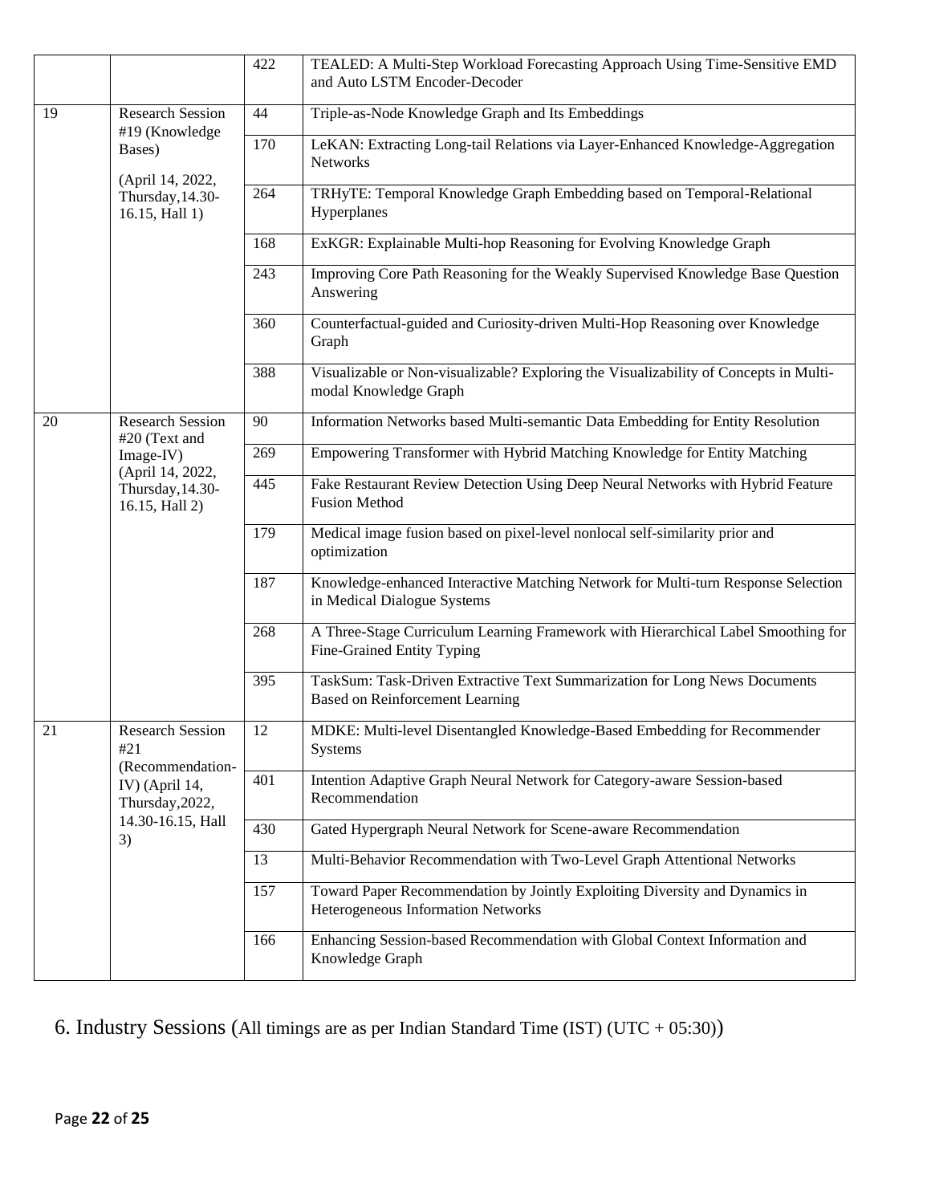| | | | |
|---|---|---|---|
| | | 422 | TEALED: A Multi-Step Workload Forecasting Approach Using Time-Sensitive EMD and Auto LSTM Encoder-Decoder |
| 19 | Research Session #19 (Knowledge Bases) (April 14, 2022, Thursday,14.30-16.15, Hall 1) | 44 | Triple-as-Node Knowledge Graph and Its Embeddings |
| | | 170 | LeKAN: Extracting Long-tail Relations via Layer-Enhanced Knowledge-Aggregation Networks |
| | | 264 | TRHyTE: Temporal Knowledge Graph Embedding based on Temporal-Relational Hyperplanes |
| | | 168 | ExKGR: Explainable Multi-hop Reasoning for Evolving Knowledge Graph |
| | | 243 | Improving Core Path Reasoning for the Weakly Supervised Knowledge Base Question Answering |
| | | 360 | Counterfactual-guided and Curiosity-driven Multi-Hop Reasoning over Knowledge Graph |
| | | 388 | Visualizable or Non-visualizable? Exploring the Visualizability of Concepts in Multi-modal Knowledge Graph |
| 20 | Research Session #20 (Text and Image-IV) (April 14, 2022, Thursday,14.30-16.15, Hall 2) | 90 | Information Networks based Multi-semantic Data Embedding for Entity Resolution |
| | | 269 | Empowering Transformer with Hybrid Matching Knowledge for Entity Matching |
| | | 445 | Fake Restaurant Review Detection Using Deep Neural Networks with Hybrid Feature Fusion Method |
| | | 179 | Medical image fusion based on pixel-level nonlocal self-similarity prior and optimization |
| | | 187 | Knowledge-enhanced Interactive Matching Network for Multi-turn Response Selection in Medical Dialogue Systems |
| | | 268 | A Three-Stage Curriculum Learning Framework with Hierarchical Label Smoothing for Fine-Grained Entity Typing |
| | | 395 | TaskSum: Task-Driven Extractive Text Summarization for Long News Documents Based on Reinforcement Learning |
| 21 | Research Session #21 (Recommendation-IV) (April 14, Thursday,2022, 14.30-16.15, Hall 3) | 12 | MDKE: Multi-level Disentangled Knowledge-Based Embedding for Recommender Systems |
| | | 401 | Intention Adaptive Graph Neural Network for Category-aware Session-based Recommendation |
| | | 430 | Gated Hypergraph Neural Network for Scene-aware Recommendation |
| | | 13 | Multi-Behavior Recommendation with Two-Level Graph Attentional Networks |
| | | 157 | Toward Paper Recommendation by Jointly Exploiting Diversity and Dynamics in Heterogeneous Information Networks |
| | | 166 | Enhancing Session-based Recommendation with Global Context Information and Knowledge Graph |

## 6. Industry Sessions (All timings are as per Indian Standard Time (IST) (UTC + 05:30))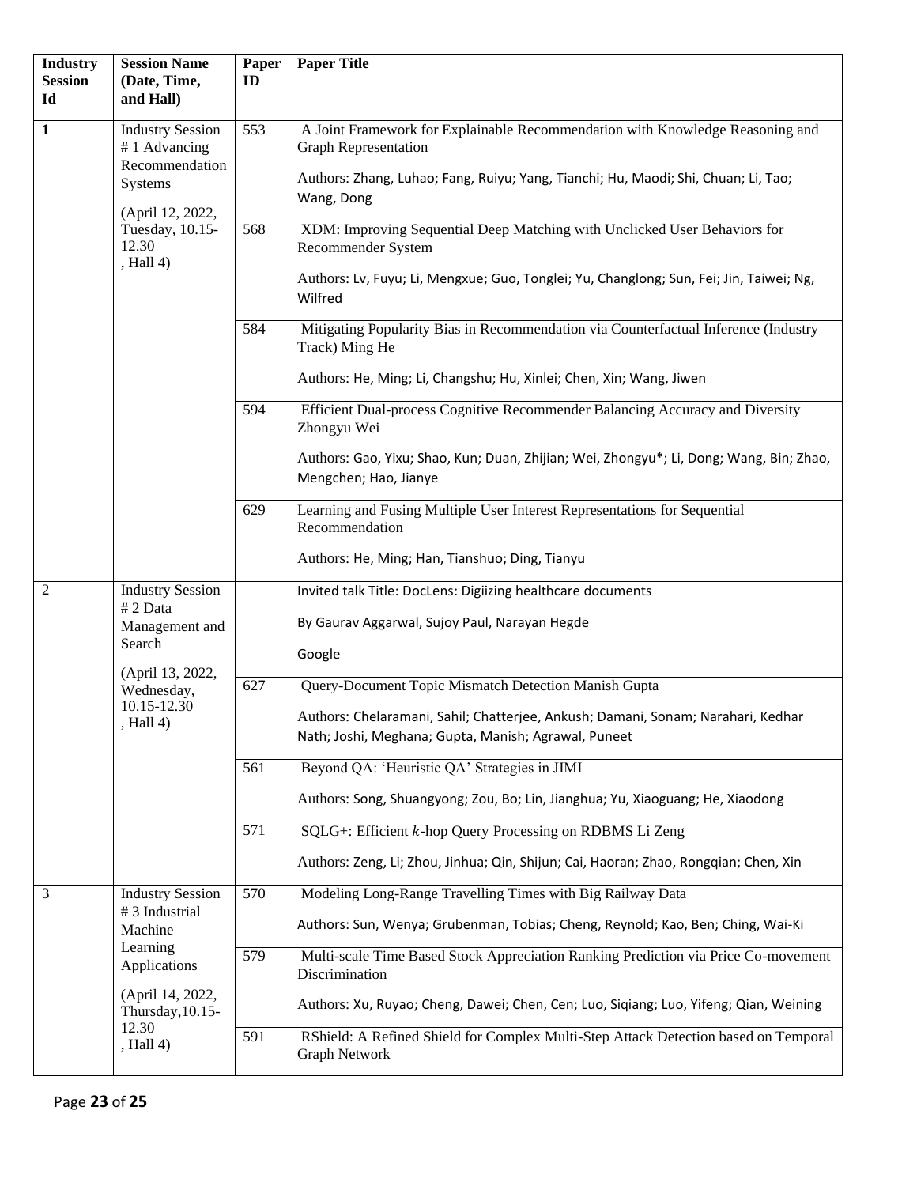| Industry Session Id | Session Name (Date, Time, and Hall) | Paper ID | Paper Title |
|---|---|---|---|
| **1** | Industry Session # 1 Advancing Recommendation Systems (April 12, 2022, Tuesday, 10.15-12.30 , Hall 4) | 553 | A Joint Framework for Explainable Recommendation with Knowledge Reasoning and Graph Representation<br><br>Authors: Zhang, Luhao; Fang, Ruiyu; Yang, Tianchi; Hu, Maodi; Shi, Chuan; Li, Tao; Wang, Dong |
| | | 568 | XDM: Improving Sequential Deep Matching with Unclicked User Behaviors for Recommender System<br><br>Authors: Lv, Fuyu; Li, Mengxue; Guo, Tonglei; Yu, Changlong; Sun, Fei; Jin, Taiwei; Ng, Wilfred |
| | | 584 | Mitigating Popularity Bias in Recommendation via Counterfactual Inference (Industry Track) Ming He<br><br>Authors: He, Ming; Li, Changshu; Hu, Xinlei; Chen, Xin; Wang, Jiwen |
| | | 594 | Efficient Dual-process Cognitive Recommender Balancing Accuracy and Diversity Zhongyu Wei<br><br>Authors: Gao, Yixu; Shao, Kun; Duan, Zhijian; Wei, Zhongyu*; Li, Dong; Wang, Bin; Zhao, Mengchen; Hao, Jianye |
| | | 629 | Learning and Fusing Multiple User Interest Representations for Sequential Recommendation<br><br>Authors: He, Ming; Han, Tianshuo; Ding, Tianyu |
| 2 | Industry Session # 2 Data Management and Search (April 13, 2022, Wednesday, 10.15-12.30 , Hall 4) | | Invited talk Title: DocLens: Digiizing healthcare documents<br><br>By Gaurav Aggarwal, Sujoy Paul, Narayan Hegde<br><br>Google |
| | | 627 | Query-Document Topic Mismatch Detection Manish Gupta<br><br>Authors: Chelaramani, Sahil; Chatterjee, Ankush; Damani, Sonam; Narahari, Kedhar Nath; Joshi, Meghana; Gupta, Manish; Agrawal, Puneet |
| | | 561 | Beyond QA: 'Heuristic QA' Strategies in JIMI<br><br>Authors: Song, Shuangyong; Zou, Bo; Lin, Jianghua; Yu, Xiaoguang; He, Xiaodong |
| | | 571 | SQLG+: Efficient $k$-hop Query Processing on RDBMS Li Zeng<br><br>Authors: Zeng, Li; Zhou, Jinhua; Qin, Shijun; Cai, Haoran; Zhao, Rongqian; Chen, Xin |
| 3 | Industry Session # 3 Industrial Machine Learning Applications (April 14, 2022, Thursday,10.15-12.30 , Hall 4) | 570 | Modeling Long-Range Travelling Times with Big Railway Data<br><br>Authors: Sun, Wenya; Grubenman, Tobias; Cheng, Reynold; Kao, Ben; Ching, Wai-Ki |
| | | 579 | Multi-scale Time Based Stock Appreciation Ranking Prediction via Price Co-movement Discrimination<br><br>Authors: Xu, Ruyao; Cheng, Dawei; Chen, Cen; Luo, Siqiang; Luo, Yifeng; Qian, Weining |
| | | 591 | RShield: A Refined Shield for Complex Multi-Step Attack Detection based on Temporal Graph Network |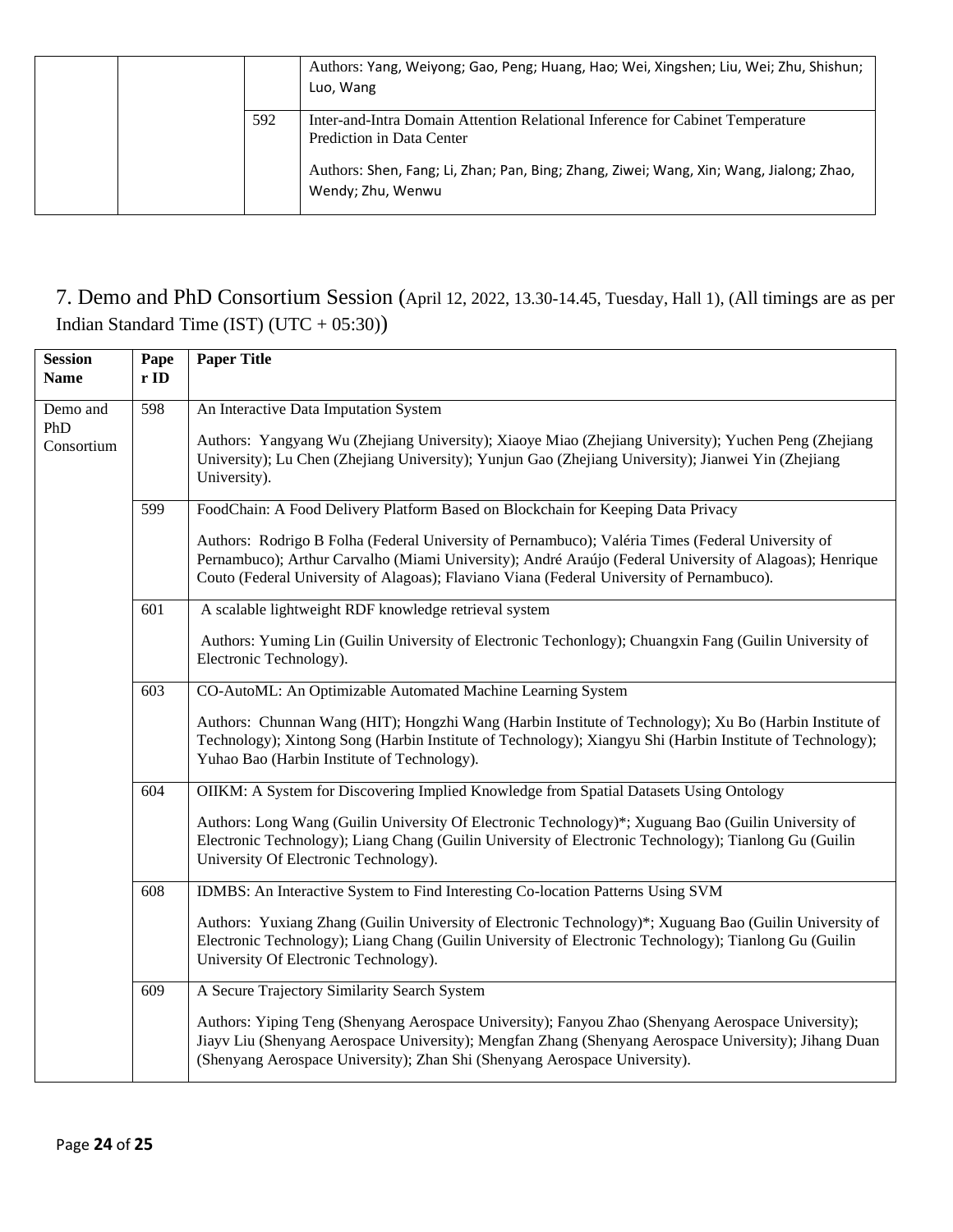| | | | |
|---|---|---|---|
| | | | Authors: Yang, Weiyong; Gao, Peng; Huang, Hao; Wei, Xingshen; Liu, Wei; Zhu, Shishun; Luo, Wang |
| | | 592 | Inter-and-Intra Domain Attention Relational Inference for Cabinet Temperature Prediction in Data Center<br><br>Authors: Shen, Fang; Li, Zhan; Pan, Bing; Zhang, Ziwei; Wang, Xin; Wang, Jialong; Zhao, Wendy; Zhu, Wenwu |

## 7. Demo and PhD Consortium Session (April 12, 2022, 13.30-14.45, Tuesday, Hall 1), (All timings are as per Indian Standard Time (IST) (UTC + 05:30))

| Session Name | Paper ID | Paper Title |
|---|---|---|
| Demo and PhD Consortium | 598 | An Interactive Data Imputation System<br><br>Authors: Yangyang Wu (Zhejiang University); Xiaoye Miao (Zhejiang University); Yuchen Peng (Zhejiang University); Lu Chen (Zhejiang University); Yunjun Gao (Zhejiang University); Jianwei Yin (Zhejiang University). |
| | 599 | FoodChain: A Food Delivery Platform Based on Blockchain for Keeping Data Privacy<br><br>Authors: Rodrigo B Folha (Federal University of Pernambuco); Valéria Times (Federal University of Pernambuco); Arthur Carvalho (Miami University); André Araújo (Federal University of Alagoas); Henrique Couto (Federal University of Alagoas); Flaviano Viana (Federal University of Pernambuco). |
| | 601 | A scalable lightweight RDF knowledge retrieval system<br><br>Authors: Yuming Lin (Guilin University of Electronic Techonlogy); Chuangxin Fang (Guilin University of Electronic Technology). |
| | 603 | CO-AutoML: An Optimizable Automated Machine Learning System<br><br>Authors: Chunnan Wang (HIT); Hongzhi Wang (Harbin Institute of Technology); Xu Bo (Harbin Institute of Technology); Xintong Song (Harbin Institute of Technology); Xiangyu Shi (Harbin Institute of Technology); Yuhao Bao (Harbin Institute of Technology). |
| | 604 | OIIKM: A System for Discovering Implied Knowledge from Spatial Datasets Using Ontology<br><br>Authors: Long Wang (Guilin University Of Electronic Technology)*; Xuguang Bao (Guilin University of Electronic Technology); Liang Chang (Guilin University of Electronic Technology); Tianlong Gu (Guilin University Of Electronic Technology). |
| | 608 | IDMBS: An Interactive System to Find Interesting Co-location Patterns Using SVM<br><br>Authors: Yuxiang Zhang (Guilin University of Electronic Technology)*; Xuguang Bao (Guilin University of Electronic Technology); Liang Chang (Guilin University of Electronic Technology); Tianlong Gu (Guilin University Of Electronic Technology). |
| | 609 | A Secure Trajectory Similarity Search System<br><br>Authors: Yiping Teng (Shenyang Aerospace University); Fanyou Zhao (Shenyang Aerospace University); Jiayv Liu (Shenyang Aerospace University); Mengfan Zhang (Shenyang Aerospace University); Jihang Duan (Shenyang Aerospace University); Zhan Shi (Shenyang Aerospace University). |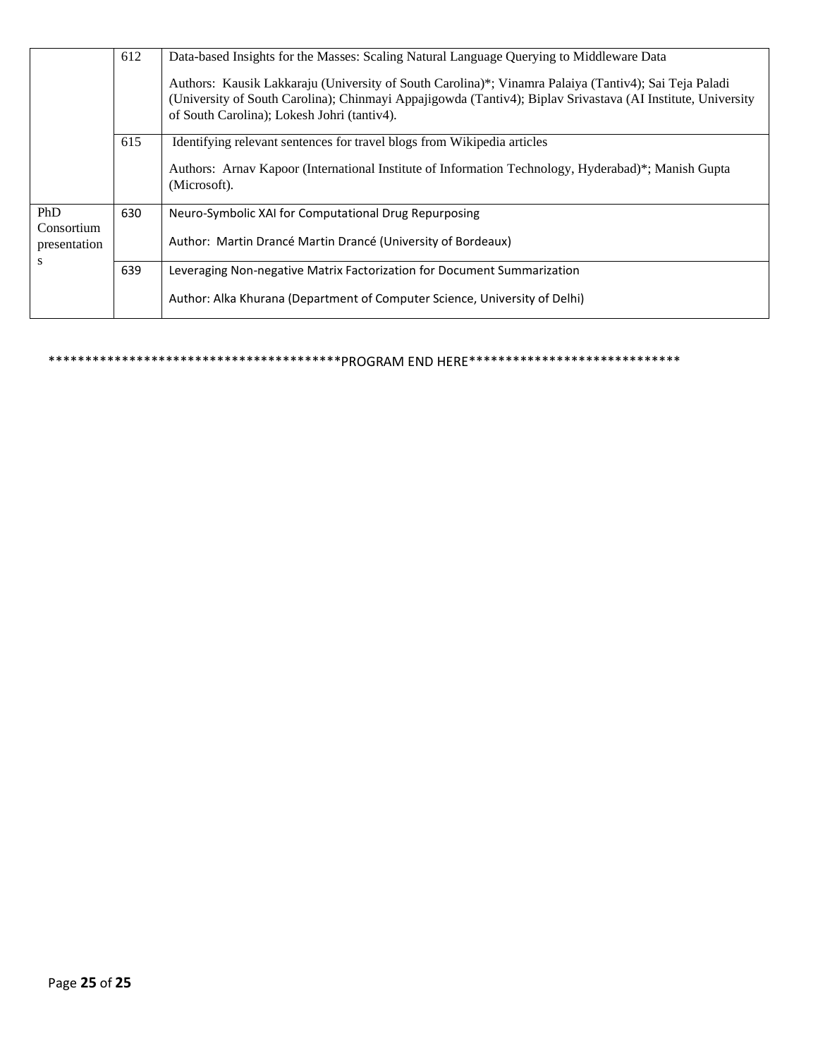| | | |
|---|---|---|
| | 612 | Data-based Insights for the Masses: Scaling Natural Language Querying to Middleware Data<br><br>Authors: Kausik Lakkaraju (University of South Carolina)*; Vinamra Palaiya (Tantiv4); Sai Teja Paladi (University of South Carolina); Chinmayi Appajigowda (Tantiv4); Biplav Srivastava (AI Institute, University of South Carolina); Lokesh Johri (tantiv4). |
| | 615 | Identifying relevant sentences for travel blogs from Wikipedia articles<br><br>Authors: Arnav Kapoor (International Institute of Information Technology, Hyderabad)*; Manish Gupta (Microsoft). |
| PhD Consortium presentations | 630 | Neuro-Symbolic XAI for Computational Drug Repurposing<br><br>Author: Martin Drancé Martin Drancé (University of Bordeaux) |
| | 639 | Leveraging Non-negative Matrix Factorization for Document Summarization<br><br>Author: Alka Khurana (Department of Computer Science, University of Delhi) |

****************************************PROGRAM END HERE******************************